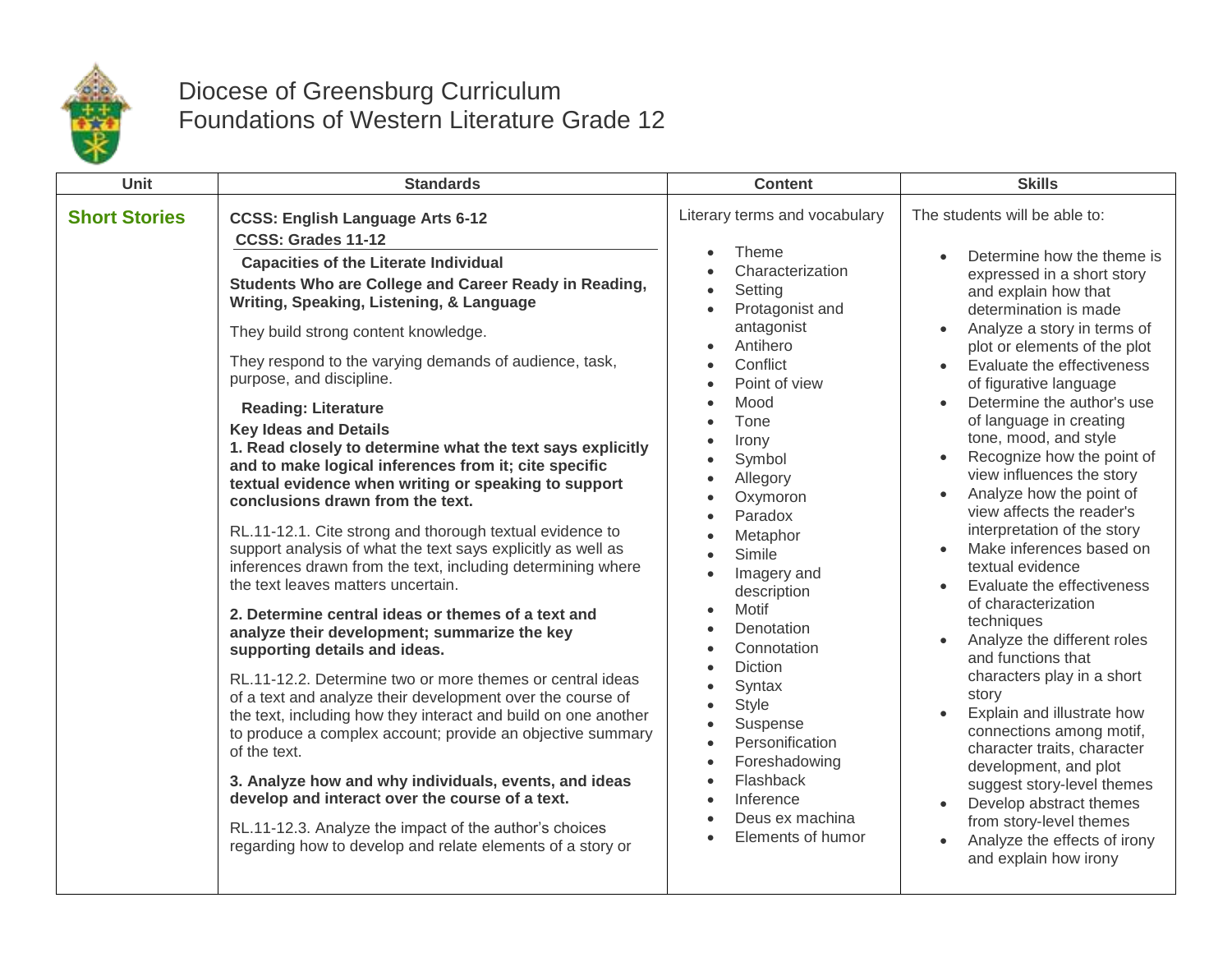# Diocese of Greensburg Curriculum
## Foundations of Western Literature Grade 12

| Unit | Standards | Content | Skills |
| --- | --- | --- | --- |
| **Short Stories** | **CCSS: English Language Arts 6-12**<br>**CCSS: Grades 11-12**<br>**Capacities of the Literate Individual**<br>**Students Who are College and Career Ready in Reading, Writing, Speaking, Listening, & Language**<br>They build strong content knowledge.<br>They respond to the varying demands of audience, task, purpose, and discipline.<br>**Reading: Literature**<br>**Key Ideas and Details**<br>**1. Read closely to determine what the text says explicitly and to make logical inferences from it; cite specific textual evidence when writing or speaking to support conclusions drawn from the text.**<br>RL.11-12.1. Cite strong and thorough textual evidence to support analysis of what the text says explicitly as well as inferences drawn from the text, including determining where the text leaves matters uncertain.<br>**2. Determine central ideas or themes of a text and analyze their development; summarize the key supporting details and ideas.**<br>RL.11-12.2. Determine two or more themes or central ideas of a text and analyze their development over the course of the text, including how they interact and build on one another to produce a complex account; provide an objective summary of the text.<br>**3. Analyze how and why individuals, events, and ideas develop and interact over the course of a text.**<br>RL.11-12.3. Analyze the impact of the author's choices regarding how to develop and relate elements of a story or | Literary terms and vocabulary<br>• Theme<br>• Characterization<br>• Setting<br>• Protagonist and antagonist<br>• Antihero<br>• Conflict<br>• Point of view<br>• Mood<br>• Tone<br>• Irony<br>• Symbol<br>• Allegory<br>• Oxymoron<br>• Paradox<br>• Metaphor<br>• Simile<br>• Imagery and description<br>• Motif<br>• Denotation<br>• Connotation<br>• Diction<br>• Syntax<br>• Style<br>• Suspense<br>• Personification<br>• Foreshadowing<br>• Flashback<br>• Inference<br>• Deus ex machina<br>• Elements of humor | The students will be able to:<br>• Determine how the theme is expressed in a short story and explain how that determination is made<br>• Analyze a story in terms of plot or elements of the plot<br>• Evaluate the effectiveness of figurative language<br>• Determine the author's use of language in creating tone, mood, and style<br>• Recognize how the point of view influences the story<br>• Analyze how the point of view affects the reader's interpretation of the story<br>• Make inferences based on textual evidence<br>• Evaluate the effectiveness of characterization techniques<br>• Analyze the different roles and functions that characters play in a short story<br>• Explain and illustrate how connections among motif, character traits, character development, and plot suggest story-level themes<br>• Develop abstract themes from story-level themes<br>• Analyze the effects of irony and explain how irony |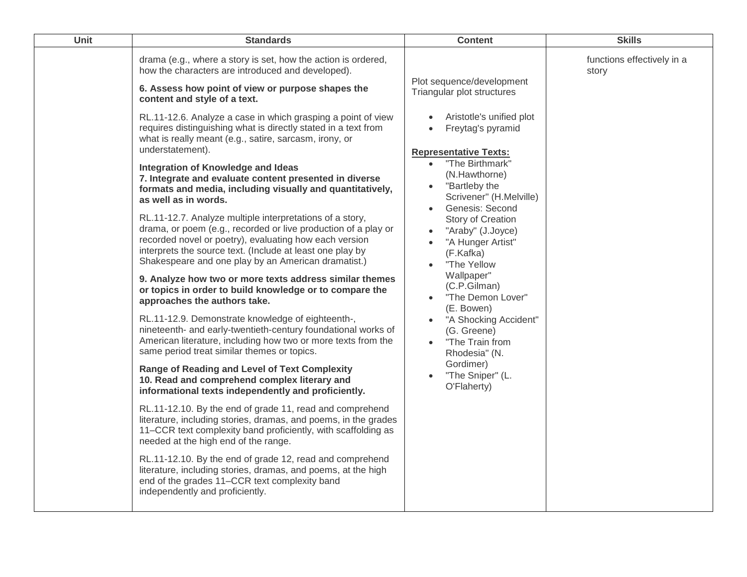| Unit | Standards | Content | Skills |
| --- | --- | --- | --- |
| | drama (e.g., where a story is set, how the action is ordered, how the characters are introduced and developed).<br><br>**6. Assess how point of view or purpose shapes the content and style of a text.**<br><br>RL.11-12.6. Analyze a case in which grasping a point of view requires distinguishing what is directly stated in a text from what is really meant (e.g., satire, sarcasm, irony, or understatement).<br><br>**Integration of Knowledge and Ideas**<br>**7. Integrate and evaluate content presented in diverse formats and media, including visually and quantitatively, as well as in words.**<br><br>RL.11-12.7. Analyze multiple interpretations of a story, drama, or poem (e.g., recorded or live production of a play or recorded novel or poetry), evaluating how each version interprets the source text. (Include at least one play by Shakespeare and one play by an American dramatist.)<br><br>**9. Analyze how two or more texts address similar themes or topics in order to build knowledge or to compare the approaches the authors take.**<br><br>RL.11-12.9. Demonstrate knowledge of eighteenth-, nineteenth- and early-twentieth-century foundational works of American literature, including how two or more texts from the same period treat similar themes or topics.<br><br>**Range of Reading and Level of Text Complexity**<br>**10. Read and comprehend complex literary and informational texts independently and proficiently.**<br><br>RL.11-12.10. By the end of grade 11, read and comprehend literature, including stories, dramas, and poems, in the grades 11–CCR text complexity band proficiently, with scaffolding as needed at the high end of the range.<br><br>RL.11-12.10. By the end of grade 12, read and comprehend literature, including stories, dramas, and poems, at the high end of the grades 11–CCR text complexity band independently and proficiently. | Plot sequence/development<br>Triangular plot structures<br><br>• Aristotle's unified plot<br>• Freytag's pyramid<br><br>**Representative Texts:**<br>• "The Birthmark" (N.Hawthorne)<br>• "Bartleby the Scrivener" (H.Melville)<br>• Genesis: Second Story of Creation<br>• "Araby" (J.Joyce)<br>• "A Hunger Artist" (F.Kafka)<br>• "The Yellow Wallpaper" (C.P.Gilman)<br>• "The Demon Lover" (E. Bowen)<br>• "A Shocking Accident" (G. Greene)<br>• "The Train from Rhodesia" (N. Gordimer)<br>• "The Sniper" (L. O'Flaherty) | functions effectively in a story |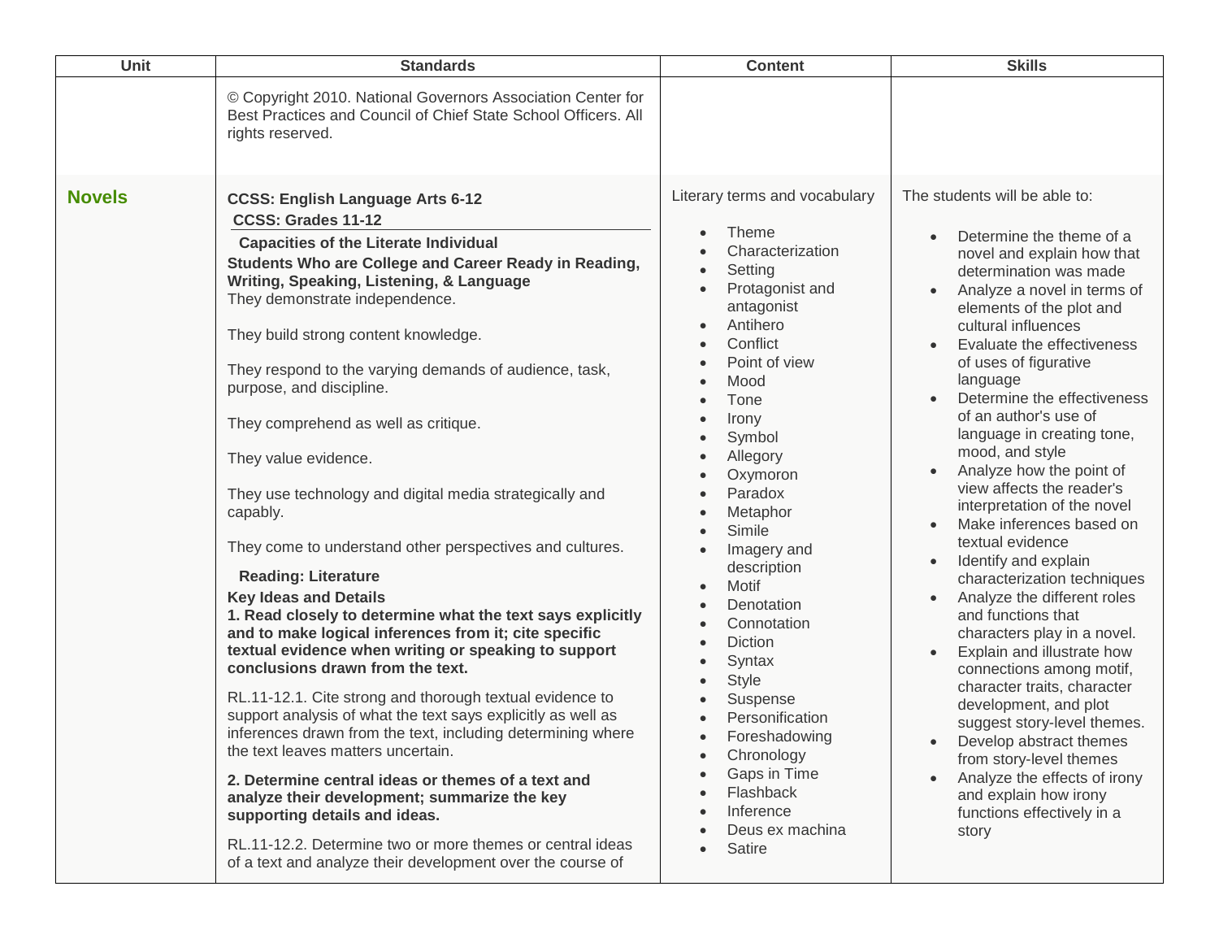| Unit | Standards | Content | Skills |
|---|---|---|---|
| | © Copyright 2010. National Governors Association Center for Best Practices and Council of Chief State School Officers. All rights reserved. | | |
| **Novels** | **CCSS: English Language Arts 6-12**<br>**CCSS: Grades 11-12**<br>**Capacities of the Literate Individual**<br>**Students Who are College and Career Ready in Reading, Writing, Speaking, Listening, & Language**<br>They demonstrate independence.<br><br>They build strong content knowledge.<br><br>They respond to the varying demands of audience, task, purpose, and discipline.<br><br>They comprehend as well as critique.<br><br>They value evidence.<br><br>They use technology and digital media strategically and capably.<br><br>They come to understand other perspectives and cultures.<br>**Reading: Literature**<br>**Key Ideas and Details**<br>**1. Read closely to determine what the text says explicitly and to make logical inferences from it; cite specific textual evidence when writing or speaking to support conclusions drawn from the text.**<br><br>RL.11-12.1. Cite strong and thorough textual evidence to support analysis of what the text says explicitly as well as inferences drawn from the text, including determining where the text leaves matters uncertain.<br><br>**2. Determine central ideas or themes of a text and analyze their development; summarize the key supporting details and ideas.**<br><br>RL.11-12.2. Determine two or more themes or central ideas of a text and analyze their development over the course of | Literary terms and vocabulary<br><br>• Theme<br>• Characterization<br>• Setting<br>• Protagonist and antagonist<br>• Antihero<br>• Conflict<br>• Point of view<br>• Mood<br>• Tone<br>• Irony<br>• Symbol<br>• Allegory<br>• Oxymoron<br>• Paradox<br>• Metaphor<br>• Simile<br>• Imagery and description<br>• Motif<br>• Denotation<br>• Connotation<br>• Diction<br>• Syntax<br>• Style<br>• Suspense<br>• Personification<br>• Foreshadowing<br>• Chronology<br>• Gaps in Time<br>• Flashback<br>• Inference<br>• Deus ex machina<br>• Satire | The students will be able to:<br><br>• Determine the theme of a novel and explain how that determination was made<br>• Analyze a novel in terms of elements of the plot and cultural influences<br>• Evaluate the effectiveness of uses of figurative language<br>• Determine the effectiveness of an author's use of language in creating tone, mood, and style<br>• Analyze how the point of view affects the reader's interpretation of the novel<br>• Make inferences based on textual evidence<br>• Identify and explain characterization techniques<br>• Analyze the different roles and functions that characters play in a novel.<br>• Explain and illustrate how connections among motif, character traits, character development, and plot suggest story-level themes.<br>• Develop abstract themes from story-level themes<br>• Analyze the effects of irony and explain how irony functions effectively in a story |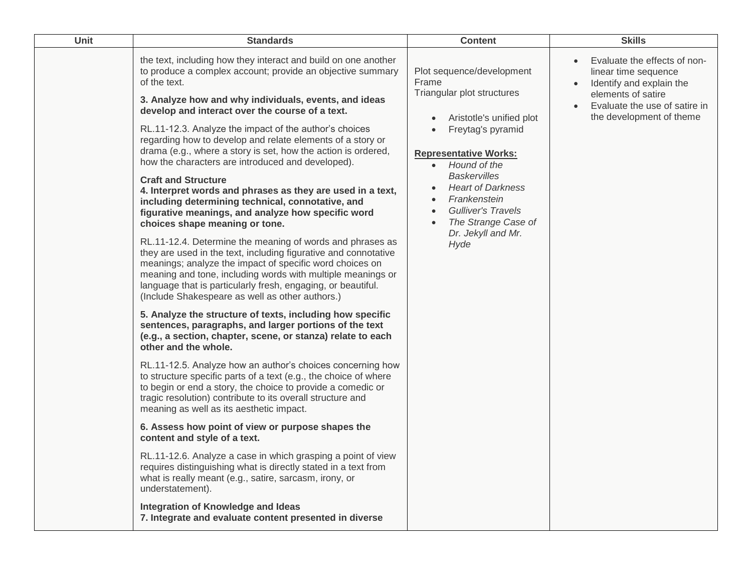| Unit | Standards | Content | Skills |
|---|---|---|---|
| | the text, including how they interact and build on one another to produce a complex account; provide an objective summary of the text.<br><br>**3. Analyze how and why individuals, events, and ideas develop and interact over the course of a text.**<br><br>RL.11-12.3. Analyze the impact of the author's choices regarding how to develop and relate elements of a story or drama (e.g., where a story is set, how the action is ordered, how the characters are introduced and developed).<br><br>**Craft and Structure**<br>**4. Interpret words and phrases as they are used in a text, including determining technical, connotative, and figurative meanings, and analyze how specific word choices shape meaning or tone.**<br><br>RL.11-12.4. Determine the meaning of words and phrases as they are used in the text, including figurative and connotative meanings; analyze the impact of specific word choices on meaning and tone, including words with multiple meanings or language that is particularly fresh, engaging, or beautiful. (Include Shakespeare as well as other authors.)<br><br>**5. Analyze the structure of texts, including how specific sentences, paragraphs, and larger portions of the text (e.g., a section, chapter, scene, or stanza) relate to each other and the whole.**<br><br>RL.11-12.5. Analyze how an author's choices concerning how to structure specific parts of a text (e.g., the choice of where to begin or end a story, the choice to provide a comedic or tragic resolution) contribute to its overall structure and meaning as well as its aesthetic impact.<br><br>**6. Assess how point of view or purpose shapes the content and style of a text.**<br><br>RL.11-12.6. Analyze a case in which grasping a point of view requires distinguishing what is directly stated in a text from what is really meant (e.g., satire, sarcasm, irony, or understatement).<br><br>**Integration of Knowledge and Ideas**<br>**7. Integrate and evaluate content presented in diverse** | Plot sequence/development<br>Frame<br>Triangular plot structures<br><br>• Aristotle's unified plot<br>• Freytag's pyramid<br><br>**Representative Works:**<br>• *Hound of the Baskervilles*<br>• *Heart of Darkness*<br>• *Frankenstein*<br>• *Gulliver's Travels*<br>• *The Strange Case of Dr. Jekyll and Mr. Hyde* | • Evaluate the effects of non-linear time sequence<br>• Identify and explain the elements of satire<br>• Evaluate the use of satire in the development of theme |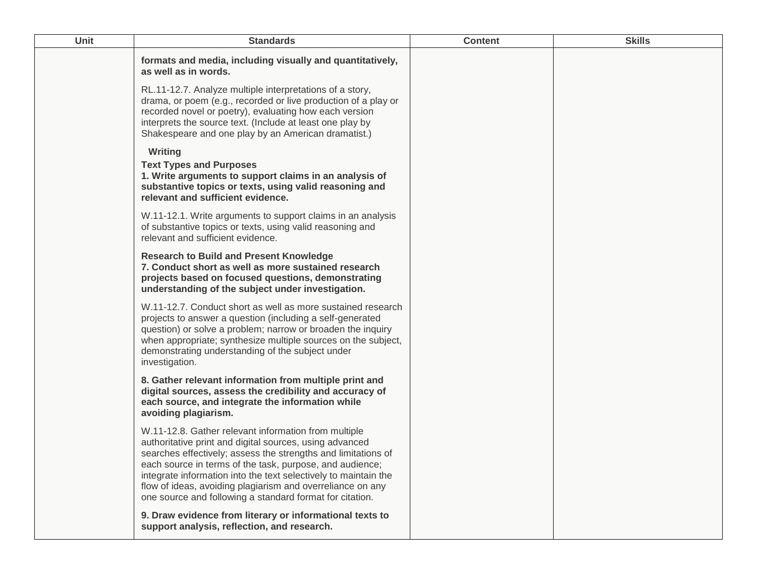| Unit | Standards | Content | Skills |
| --- | --- | --- | --- |
| | **formats and media, including visually and quantitatively, as well as in words.**<br><br>RL.11-12.7. Analyze multiple interpretations of a story, drama, or poem (e.g., recorded or live production of a play or recorded novel or poetry), evaluating how each version interprets the source text. (Include at least one play by Shakespeare and one play by an American dramatist.)<br><br>**Writing**<br>**Text Types and Purposes**<br>**1. Write arguments to support claims in an analysis of substantive topics or texts, using valid reasoning and relevant and sufficient evidence.**<br><br>W.11-12.1. Write arguments to support claims in an analysis of substantive topics or texts, using valid reasoning and relevant and sufficient evidence.<br><br>**Research to Build and Present Knowledge**<br>**7. Conduct short as well as more sustained research projects based on focused questions, demonstrating understanding of the subject under investigation.**<br><br>W.11-12.7. Conduct short as well as more sustained research projects to answer a question (including a self-generated question) or solve a problem; narrow or broaden the inquiry when appropriate; synthesize multiple sources on the subject, demonstrating understanding of the subject under investigation.<br><br>**8. Gather relevant information from multiple print and digital sources, assess the credibility and accuracy of each source, and integrate the information while avoiding plagiarism.**<br><br>W.11-12.8. Gather relevant information from multiple authoritative print and digital sources, using advanced searches effectively; assess the strengths and limitations of each source in terms of the task, purpose, and audience; integrate information into the text selectively to maintain the flow of ideas, avoiding plagiarism and overreliance on any one source and following a standard format for citation.<br><br>**9. Draw evidence from literary or informational texts to support analysis, reflection, and research.** | | |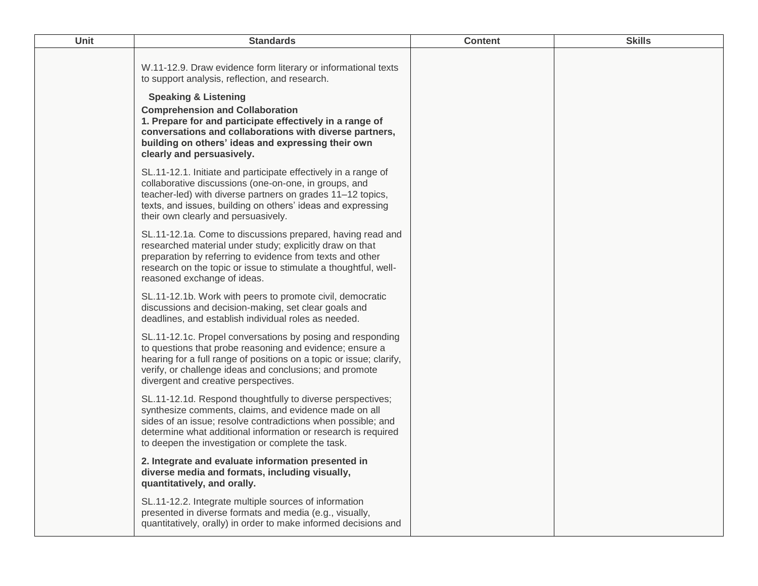| Unit | Standards | Content | Skills |
| --- | --- | --- | --- |
| | W.11-12.9. Draw evidence form literary or informational texts to support analysis, reflection, and research.<br><br>**Speaking & Listening**<br>**Comprehension and Collaboration**<br>**1. Prepare for and participate effectively in a range of conversations and collaborations with diverse partners, building on others' ideas and expressing their own clearly and persuasively.**<br><br>SL.11-12.1. Initiate and participate effectively in a range of collaborative discussions (one-on-one, in groups, and teacher-led) with diverse partners on grades 11–12 topics, texts, and issues, building on others' ideas and expressing their own clearly and persuasively.<br><br>SL.11-12.1a. Come to discussions prepared, having read and researched material under study; explicitly draw on that preparation by referring to evidence from texts and other research on the topic or issue to stimulate a thoughtful, well-reasoned exchange of ideas.<br><br>SL.11-12.1b. Work with peers to promote civil, democratic discussions and decision-making, set clear goals and deadlines, and establish individual roles as needed.<br><br>SL.11-12.1c. Propel conversations by posing and responding to questions that probe reasoning and evidence; ensure a hearing for a full range of positions on a topic or issue; clarify, verify, or challenge ideas and conclusions; and promote divergent and creative perspectives.<br><br>SL.11-12.1d. Respond thoughtfully to diverse perspectives; synthesize comments, claims, and evidence made on all sides of an issue; resolve contradictions when possible; and determine what additional information or research is required to deepen the investigation or complete the task.<br><br>**2. Integrate and evaluate information presented in diverse media and formats, including visually, quantitatively, and orally.**<br><br>SL.11-12.2. Integrate multiple sources of information presented in diverse formats and media (e.g., visually, quantitatively, orally) in order to make informed decisions and | | |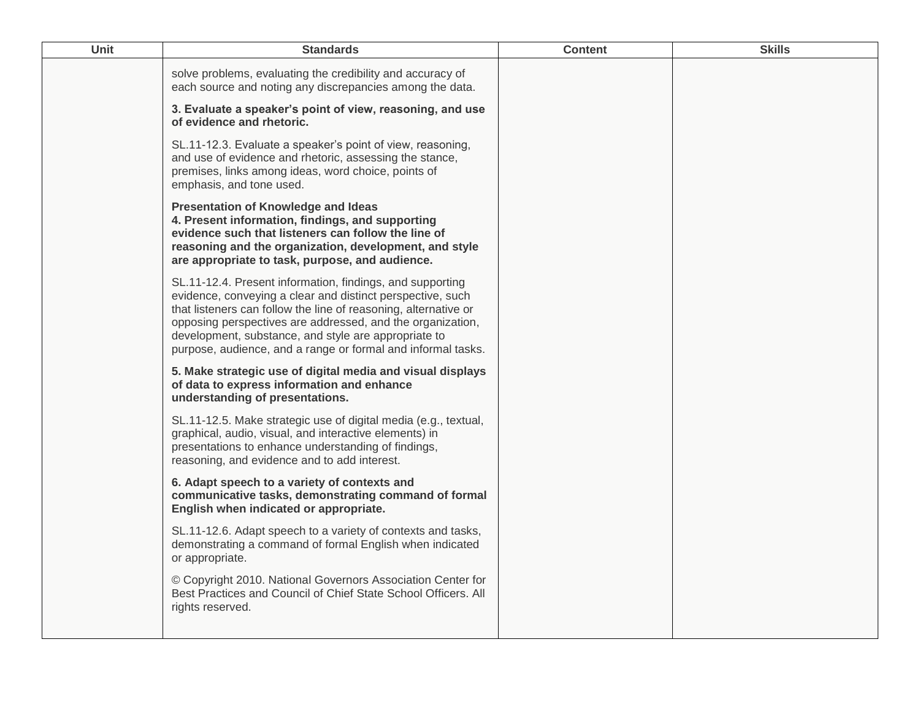| Unit | Standards | Content | Skills |
|---|---|---|---|
| | solve problems, evaluating the credibility and accuracy of each source and noting any discrepancies among the data.<br><br>**3. Evaluate a speaker's point of view, reasoning, and use of evidence and rhetoric.**<br><br>SL.11-12.3. Evaluate a speaker's point of view, reasoning, and use of evidence and rhetoric, assessing the stance, premises, links among ideas, word choice, points of emphasis, and tone used.<br><br>**Presentation of Knowledge and Ideas**<br>**4. Present information, findings, and supporting evidence such that listeners can follow the line of reasoning and the organization, development, and style are appropriate to task, purpose, and audience.**<br><br>SL.11-12.4. Present information, findings, and supporting evidence, conveying a clear and distinct perspective, such that listeners can follow the line of reasoning, alternative or opposing perspectives are addressed, and the organization, development, substance, and style are appropriate to purpose, audience, and a range or formal and informal tasks.<br><br>**5. Make strategic use of digital media and visual displays of data to express information and enhance understanding of presentations.**<br><br>SL.11-12.5. Make strategic use of digital media (e.g., textual, graphical, audio, visual, and interactive elements) in presentations to enhance understanding of findings, reasoning, and evidence and to add interest.<br><br>**6. Adapt speech to a variety of contexts and communicative tasks, demonstrating command of formal English when indicated or appropriate.**<br><br>SL.11-12.6. Adapt speech to a variety of contexts and tasks, demonstrating a command of formal English when indicated or appropriate.<br><br>© Copyright 2010. National Governors Association Center for Best Practices and Council of Chief State School Officers. All rights reserved. | | |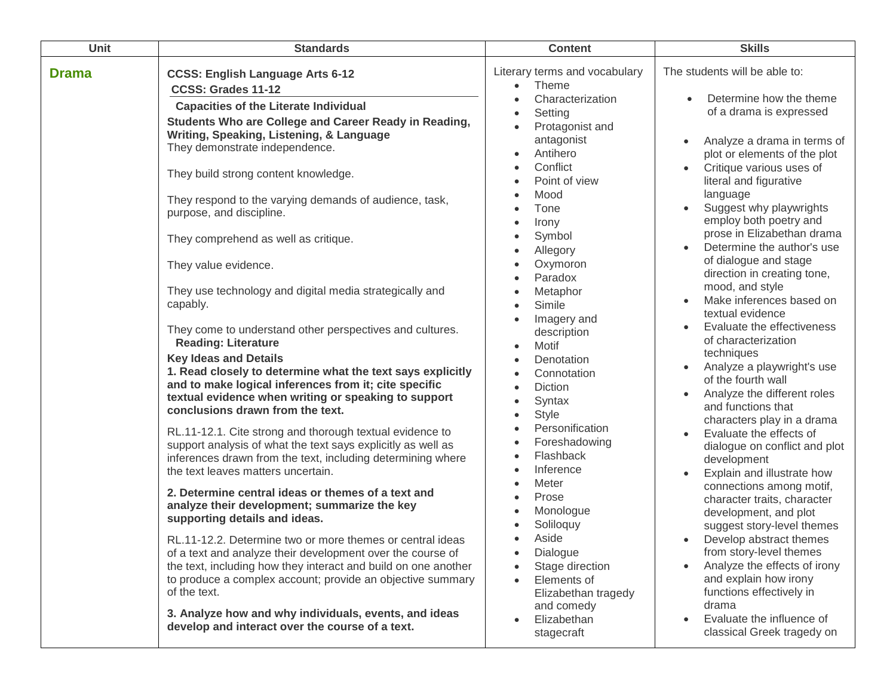| Unit | Standards | Content | Skills |
| --- | --- | --- | --- |
| **Drama** | **CCSS: English Language Arts 6-12**<br>**CCSS: Grades 11-12**<br>**Capacities of the Literate Individual**<br>**Students Who are College and Career Ready in Reading, Writing, Speaking, Listening, & Language**<br>They demonstrate independence.<br><br>They build strong content knowledge.<br><br>They respond to the varying demands of audience, task, purpose, and discipline.<br><br>They comprehend as well as critique.<br><br>They value evidence.<br><br>They use technology and digital media strategically and capably.<br><br>They come to understand other perspectives and cultures.<br>**Reading: Literature**<br>**Key Ideas and Details**<br>**1. Read closely to determine what the text says explicitly and to make logical inferences from it; cite specific textual evidence when writing or speaking to support conclusions drawn from the text.**<br><br>RL.11-12.1. Cite strong and thorough textual evidence to support analysis of what the text says explicitly as well as inferences drawn from the text, including determining where the text leaves matters uncertain.<br><br>**2. Determine central ideas or themes of a text and analyze their development; summarize the key supporting details and ideas.**<br><br>RL.11-12.2. Determine two or more themes or central ideas of a text and analyze their development over the course of the text, including how they interact and build on one another to produce a complex account; provide an objective summary of the text.<br><br>**3. Analyze how and why individuals, events, and ideas develop and interact over the course of a text.** | Literary terms and vocabulary<br>• Theme<br>• Characterization<br>• Setting<br>• Protagonist and antagonist<br>• Antihero<br>• Conflict<br>• Point of view<br>• Mood<br>• Tone<br>• Irony<br>• Symbol<br>• Allegory<br>• Oxymoron<br>• Paradox<br>• Metaphor<br>• Simile<br>• Imagery and description<br>• Motif<br>• Denotation<br>• Connotation<br>• Diction<br>• Syntax<br>• Style<br>• Personification<br>• Foreshadowing<br>• Flashback<br>• Inference<br>• Meter<br>• Prose<br>• Monologue<br>• Soliloquy<br>• Aside<br>• Dialogue<br>• Stage direction<br>• Elements of Elizabethan tragedy and comedy<br>• Elizabethan stagecraft | The students will be able to:<br><br>• Determine how the theme of a drama is expressed<br><br>• Analyze a drama in terms of plot or elements of the plot<br>• Critique various uses of literal and figurative language<br>• Suggest why playwrights employ both poetry and prose in Elizabethan drama<br>• Determine the author's use of dialogue and stage direction in creating tone, mood, and style<br>• Make inferences based on textual evidence<br>• Evaluate the effectiveness of characterization techniques<br>• Analyze a playwright's use of the fourth wall<br>• Analyze the different roles and functions that characters play in a drama<br>• Evaluate the effects of dialogue on conflict and plot development<br>• Explain and illustrate how connections among motif, character traits, character development, and plot suggest story-level themes<br>• Develop abstract themes from story-level themes<br>• Analyze the effects of irony and explain how irony functions effectively in drama<br>• Evaluate the influence of classical Greek tragedy on |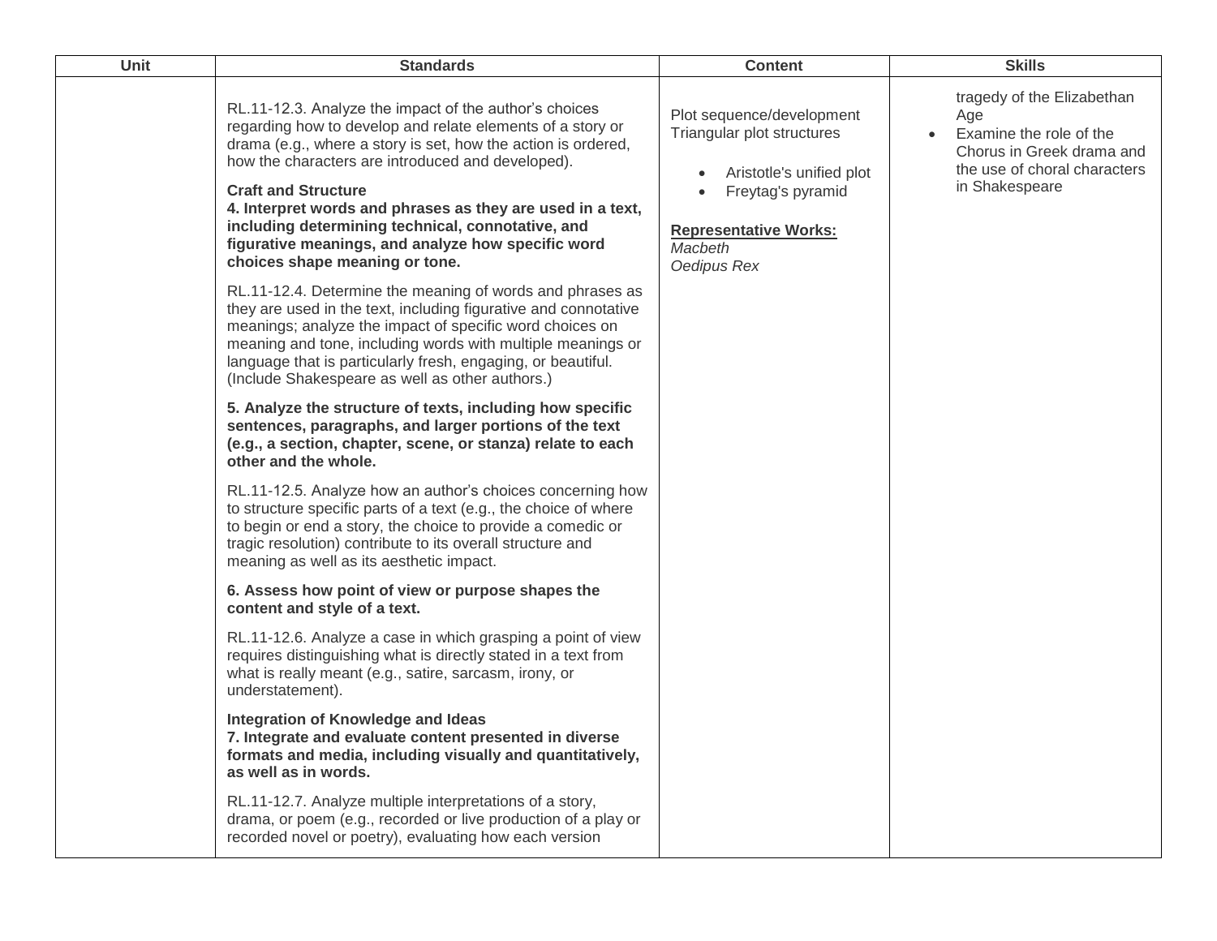| Unit | Standards | Content | Skills |
| --- | --- | --- | --- |
| | RL.11-12.3. Analyze the impact of the author's choices regarding how to develop and relate elements of a story or drama (e.g., where a story is set, how the action is ordered, how the characters are introduced and developed).<br><br>**Craft and Structure**<br>**4. Interpret words and phrases as they are used in a text, including determining technical, connotative, and figurative meanings, and analyze how specific word choices shape meaning or tone.**<br><br>RL.11-12.4. Determine the meaning of words and phrases as they are used in the text, including figurative and connotative meanings; analyze the impact of specific word choices on meaning and tone, including words with multiple meanings or language that is particularly fresh, engaging, or beautiful. (Include Shakespeare as well as other authors.)<br><br>**5. Analyze the structure of texts, including how specific sentences, paragraphs, and larger portions of the text (e.g., a section, chapter, scene, or stanza) relate to each other and the whole.**<br><br>RL.11-12.5. Analyze how an author's choices concerning how to structure specific parts of a text (e.g., the choice of where to begin or end a story, the choice to provide a comedic or tragic resolution) contribute to its overall structure and meaning as well as its aesthetic impact.<br><br>**6. Assess how point of view or purpose shapes the content and style of a text.**<br><br>RL.11-12.6. Analyze a case in which grasping a point of view requires distinguishing what is directly stated in a text from what is really meant (e.g., satire, sarcasm, irony, or understatement).<br><br>**Integration of Knowledge and Ideas**<br>**7. Integrate and evaluate content presented in diverse formats and media, including visually and quantitatively, as well as in words.**<br><br>RL.11-12.7. Analyze multiple interpretations of a story, drama, or poem (e.g., recorded or live production of a play or recorded novel or poetry), evaluating how each version | Plot sequence/development<br>Triangular plot structures<br>• Aristotle's unified plot<br>• Freytag's pyramid<br><br>**Representative Works:**<br>*Macbeth*<br>*Oedipus Rex* | tragedy of the Elizabethan Age<br>• Examine the role of the Chorus in Greek drama and the use of choral characters in Shakespeare |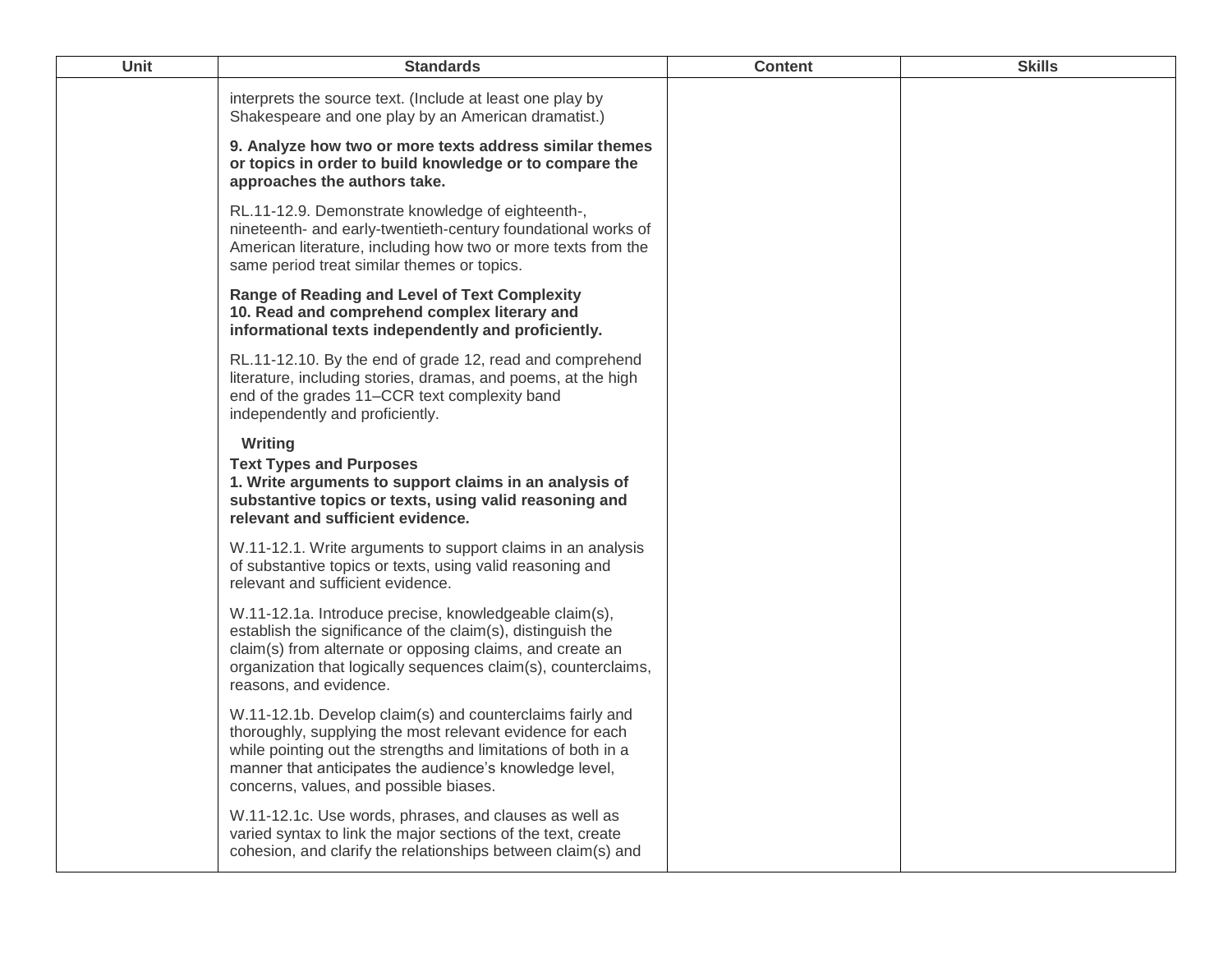| Unit | Standards | Content | Skills |
|---|---|---|---|
| | interprets the source text. (Include at least one play by Shakespeare and one play by an American dramatist.)<br><br>**9. Analyze how two or more texts address similar themes or topics in order to build knowledge or to compare the approaches the authors take.**<br><br>RL.11-12.9. Demonstrate knowledge of eighteenth-, nineteenth- and early-twentieth-century foundational works of American literature, including how two or more texts from the same period treat similar themes or topics.<br><br>**Range of Reading and Level of Text Complexity**<br>**10. Read and comprehend complex literary and informational texts independently and proficiently.**<br><br>RL.11-12.10. By the end of grade 12, read and comprehend literature, including stories, dramas, and poems, at the high end of the grades 11–CCR text complexity band independently and proficiently.<br><br>**Writing**<br>**Text Types and Purposes**<br>**1. Write arguments to support claims in an analysis of substantive topics or texts, using valid reasoning and relevant and sufficient evidence.**<br><br>W.11-12.1. Write arguments to support claims in an analysis of substantive topics or texts, using valid reasoning and relevant and sufficient evidence.<br><br>W.11-12.1a. Introduce precise, knowledgeable claim(s), establish the significance of the claim(s), distinguish the claim(s) from alternate or opposing claims, and create an organization that logically sequences claim(s), counterclaims, reasons, and evidence.<br><br>W.11-12.1b. Develop claim(s) and counterclaims fairly and thoroughly, supplying the most relevant evidence for each while pointing out the strengths and limitations of both in a manner that anticipates the audience's knowledge level, concerns, values, and possible biases.<br><br>W.11-12.1c. Use words, phrases, and clauses as well as varied syntax to link the major sections of the text, create cohesion, and clarify the relationships between claim(s) and | | |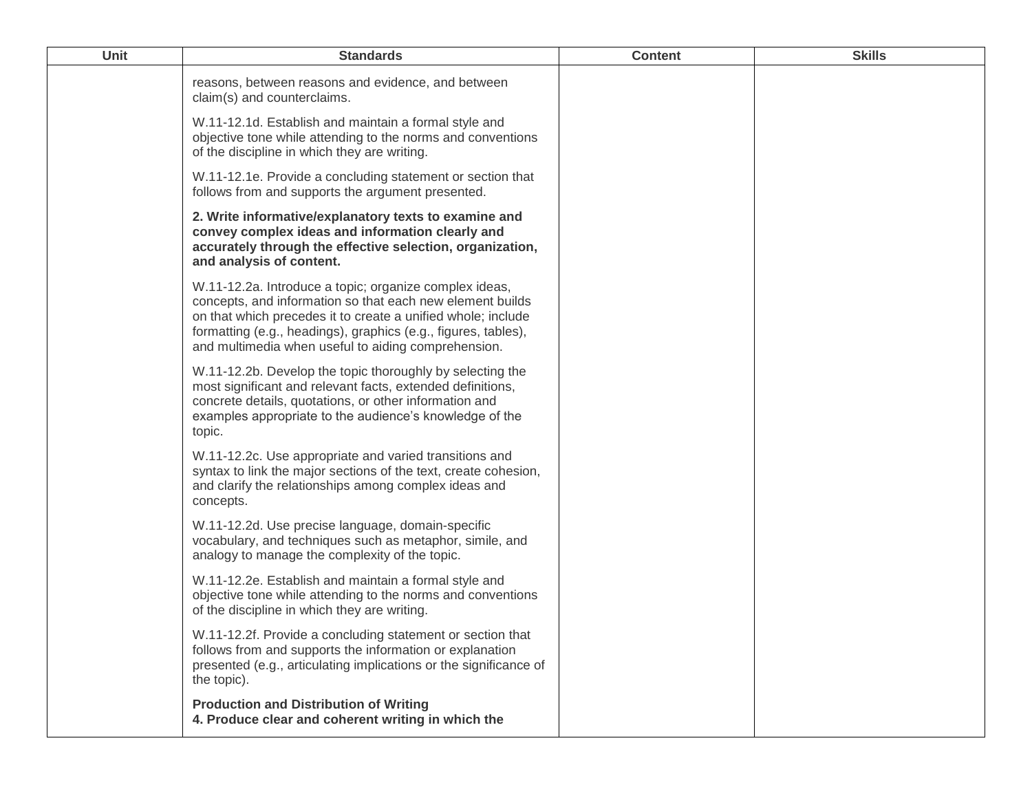| Unit | Standards | Content | Skills |
|---|---|---|---|
| | reasons, between reasons and evidence, and between claim(s) and counterclaims.<br><br>W.11-12.1d. Establish and maintain a formal style and objective tone while attending to the norms and conventions of the discipline in which they are writing.<br><br>W.11-12.1e. Provide a concluding statement or section that follows from and supports the argument presented.<br><br>**2. Write informative/explanatory texts to examine and convey complex ideas and information clearly and accurately through the effective selection, organization, and analysis of content.**<br><br>W.11-12.2a. Introduce a topic; organize complex ideas, concepts, and information so that each new element builds on that which precedes it to create a unified whole; include formatting (e.g., headings), graphics (e.g., figures, tables), and multimedia when useful to aiding comprehension.<br><br>W.11-12.2b. Develop the topic thoroughly by selecting the most significant and relevant facts, extended definitions, concrete details, quotations, or other information and examples appropriate to the audience's knowledge of the topic.<br><br>W.11-12.2c. Use appropriate and varied transitions and syntax to link the major sections of the text, create cohesion, and clarify the relationships among complex ideas and concepts.<br><br>W.11-12.2d. Use precise language, domain-specific vocabulary, and techniques such as metaphor, simile, and analogy to manage the complexity of the topic.<br><br>W.11-12.2e. Establish and maintain a formal style and objective tone while attending to the norms and conventions of the discipline in which they are writing.<br><br>W.11-12.2f. Provide a concluding statement or section that follows from and supports the information or explanation presented (e.g., articulating implications or the significance of the topic).<br><br>**Production and Distribution of Writing**<br>**4. Produce clear and coherent writing in which the** | | |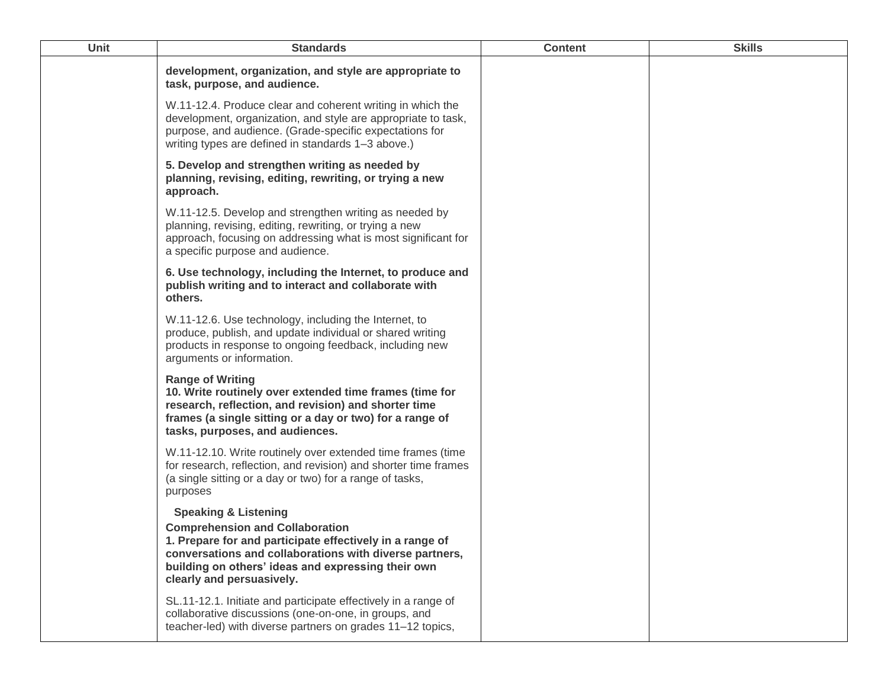| Unit | Standards | Content | Skills |
|---|---|---|---|
| | **development, organization, and style are appropriate to task, purpose, and audience.**<br><br>W.11-12.4. Produce clear and coherent writing in which the development, organization, and style are appropriate to task, purpose, and audience. (Grade-specific expectations for writing types are defined in standards 1–3 above.)<br><br>**5. Develop and strengthen writing as needed by planning, revising, editing, rewriting, or trying a new approach.**<br><br>W.11-12.5. Develop and strengthen writing as needed by planning, revising, editing, rewriting, or trying a new approach, focusing on addressing what is most significant for a specific purpose and audience.<br><br>**6. Use technology, including the Internet, to produce and publish writing and to interact and collaborate with others.**<br><br>W.11-12.6. Use technology, including the Internet, to produce, publish, and update individual or shared writing products in response to ongoing feedback, including new arguments or information.<br><br>**Range of Writing**<br>**10. Write routinely over extended time frames (time for research, reflection, and revision) and shorter time frames (a single sitting or a day or two) for a range of tasks, purposes, and audiences.**<br><br>W.11-12.10. Write routinely over extended time frames (time for research, reflection, and revision) and shorter time frames (a single sitting or a day or two) for a range of tasks, purposes<br><br>**Speaking & Listening**<br>**Comprehension and Collaboration**<br>**1. Prepare for and participate effectively in a range of conversations and collaborations with diverse partners, building on others' ideas and expressing their own clearly and persuasively.**<br><br>SL.11-12.1. Initiate and participate effectively in a range of collaborative discussions (one-on-one, in groups, and teacher-led) with diverse partners on grades 11–12 topics, | | |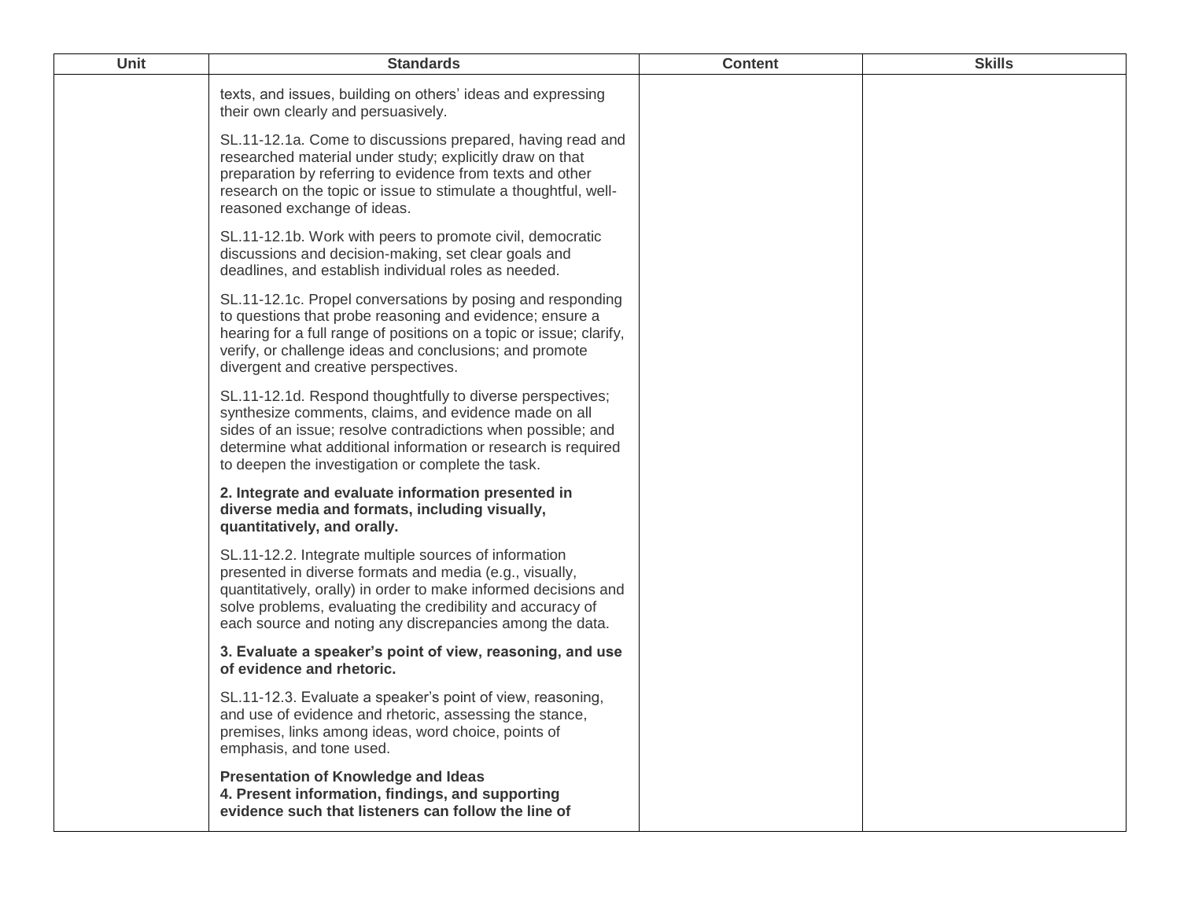| Unit | Standards | Content | Skills |
|---|---|---|---|
| | texts, and issues, building on others' ideas and expressing their own clearly and persuasively.<br><br>SL.11-12.1a. Come to discussions prepared, having read and researched material under study; explicitly draw on that preparation by referring to evidence from texts and other research on the topic or issue to stimulate a thoughtful, well-reasoned exchange of ideas.<br><br>SL.11-12.1b. Work with peers to promote civil, democratic discussions and decision-making, set clear goals and deadlines, and establish individual roles as needed.<br><br>SL.11-12.1c. Propel conversations by posing and responding to questions that probe reasoning and evidence; ensure a hearing for a full range of positions on a topic or issue; clarify, verify, or challenge ideas and conclusions; and promote divergent and creative perspectives.<br><br>SL.11-12.1d. Respond thoughtfully to diverse perspectives; synthesize comments, claims, and evidence made on all sides of an issue; resolve contradictions when possible; and determine what additional information or research is required to deepen the investigation or complete the task.<br><br>**2. Integrate and evaluate information presented in diverse media and formats, including visually, quantitatively, and orally.**<br><br>SL.11-12.2. Integrate multiple sources of information presented in diverse formats and media (e.g., visually, quantitatively, orally) in order to make informed decisions and solve problems, evaluating the credibility and accuracy of each source and noting any discrepancies among the data.<br><br>**3. Evaluate a speaker's point of view, reasoning, and use of evidence and rhetoric.**<br><br>SL.11-12.3. Evaluate a speaker's point of view, reasoning, and use of evidence and rhetoric, assessing the stance, premises, links among ideas, word choice, points of emphasis, and tone used.<br><br>**Presentation of Knowledge and Ideas**<br>**4. Present information, findings, and supporting evidence such that listeners can follow the line of** | | |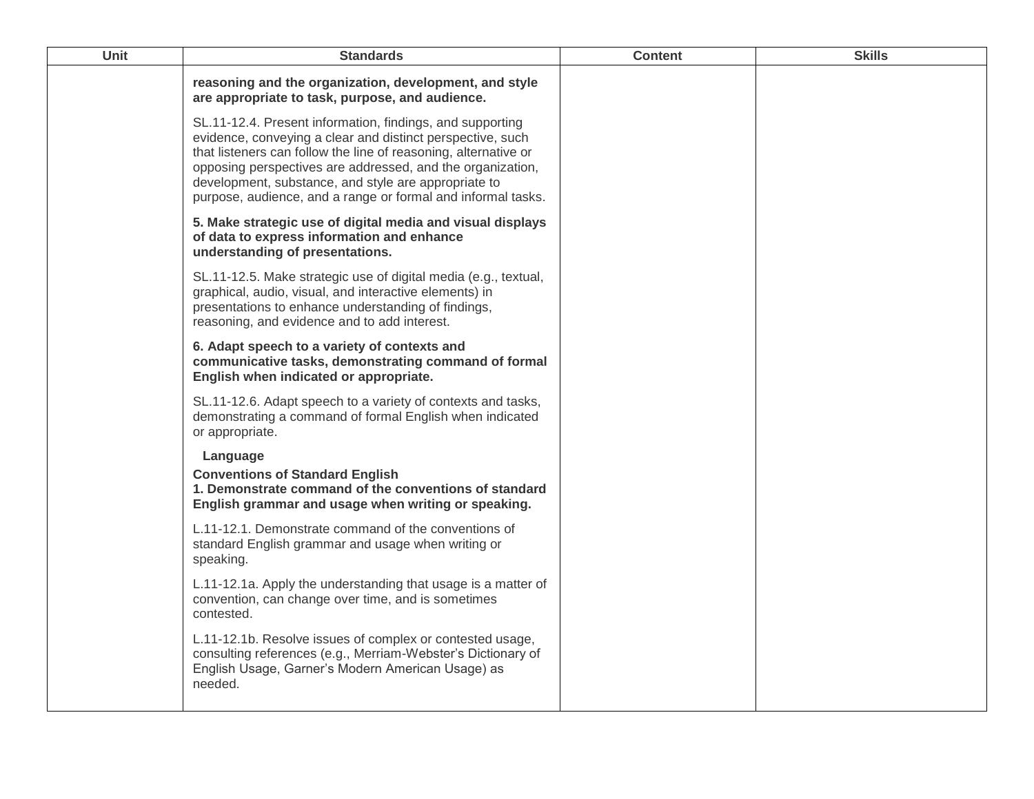| Unit | Standards | Content | Skills |
|---|---|---|---|
| | **reasoning and the organization, development, and style are appropriate to task, purpose, and audience.**<br><br>SL.11-12.4. Present information, findings, and supporting evidence, conveying a clear and distinct perspective, such that listeners can follow the line of reasoning, alternative or opposing perspectives are addressed, and the organization, development, substance, and style are appropriate to purpose, audience, and a range or formal and informal tasks.<br><br>**5. Make strategic use of digital media and visual displays of data to express information and enhance understanding of presentations.**<br><br>SL.11-12.5. Make strategic use of digital media (e.g., textual, graphical, audio, visual, and interactive elements) in presentations to enhance understanding of findings, reasoning, and evidence and to add interest.<br><br>**6. Adapt speech to a variety of contexts and communicative tasks, demonstrating command of formal English when indicated or appropriate.**<br><br>SL.11-12.6. Adapt speech to a variety of contexts and tasks, demonstrating a command of formal English when indicated or appropriate.<br><br>**Language**<br><br>**Conventions of Standard English**<br>**1. Demonstrate command of the conventions of standard English grammar and usage when writing or speaking.**<br><br>L.11-12.1. Demonstrate command of the conventions of standard English grammar and usage when writing or speaking.<br><br>L.11-12.1a. Apply the understanding that usage is a matter of convention, can change over time, and is sometimes contested.<br><br>L.11-12.1b. Resolve issues of complex or contested usage, consulting references (e.g., Merriam-Webster's Dictionary of English Usage, Garner's Modern American Usage) as needed. | | |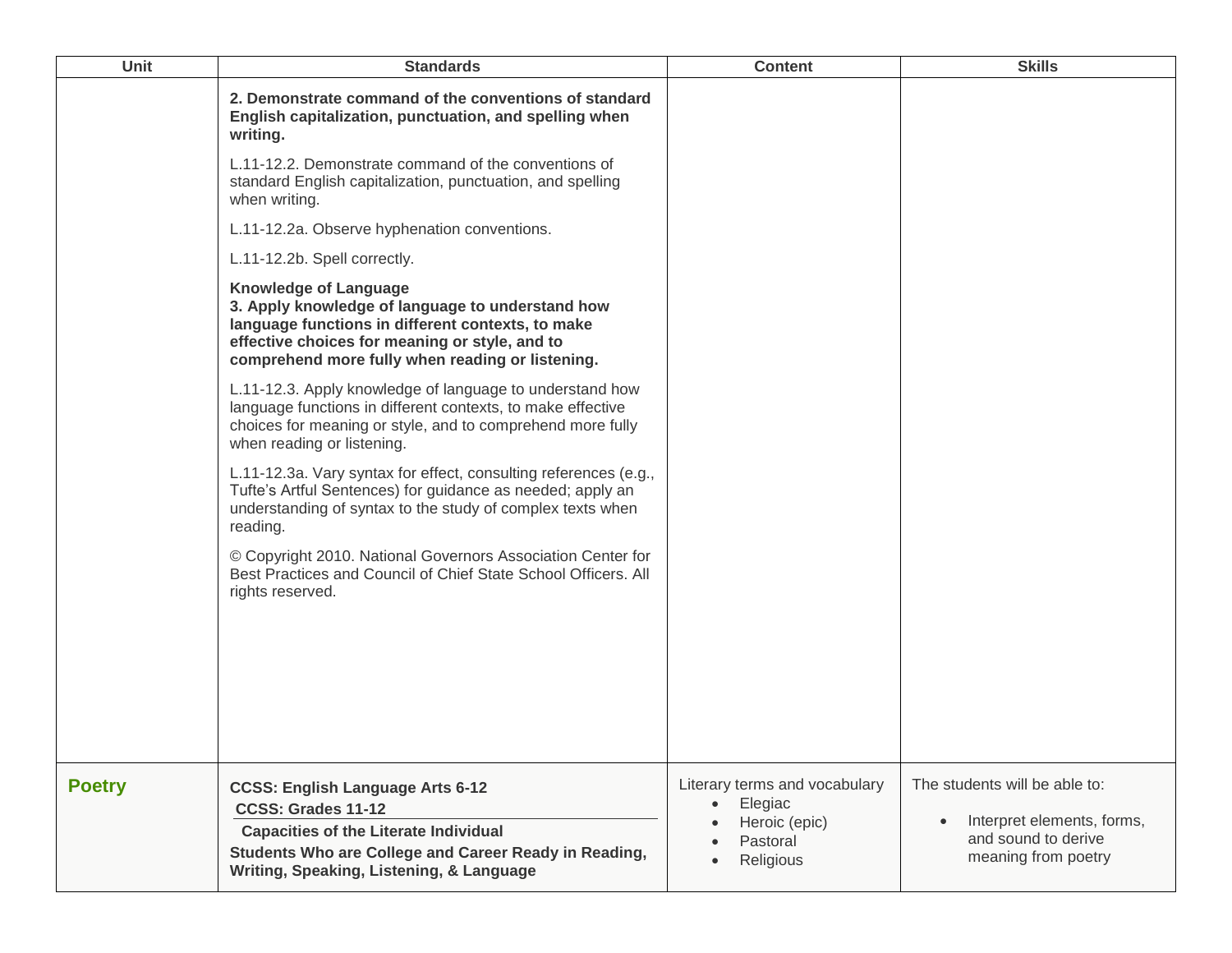| Unit | Standards | Content | Skills |
|---|---|---|---|
| | **2. Demonstrate command of the conventions of standard English capitalization, punctuation, and spelling when writing.**<br><br>L.11-12.2. Demonstrate command of the conventions of standard English capitalization, punctuation, and spelling when writing.<br><br>L.11-12.2a. Observe hyphenation conventions.<br><br>L.11-12.2b. Spell correctly.<br><br>**Knowledge of Language**<br>**3. Apply knowledge of language to understand how language functions in different contexts, to make effective choices for meaning or style, and to comprehend more fully when reading or listening.**<br><br>L.11-12.3. Apply knowledge of language to understand how language functions in different contexts, to make effective choices for meaning or style, and to comprehend more fully when reading or listening.<br><br>L.11-12.3a. Vary syntax for effect, consulting references (e.g., Tufte's Artful Sentences) for guidance as needed; apply an understanding of syntax to the study of complex texts when reading.<br><br>© Copyright 2010. National Governors Association Center for Best Practices and Council of Chief State School Officers. All rights reserved. | | |
| **Poetry** | **CCSS: English Language Arts 6-12**<br>**CCSS: Grades 11-12**<br>**Capacities of the Literate Individual**<br>**Students Who are College and Career Ready in Reading, Writing, Speaking, Listening, & Language** | Literary terms and vocabulary<br>• Elegiac<br>• Heroic (epic)<br>• Pastoral<br>• Religious | The students will be able to:<br><br>• Interpret elements, forms, and sound to derive meaning from poetry |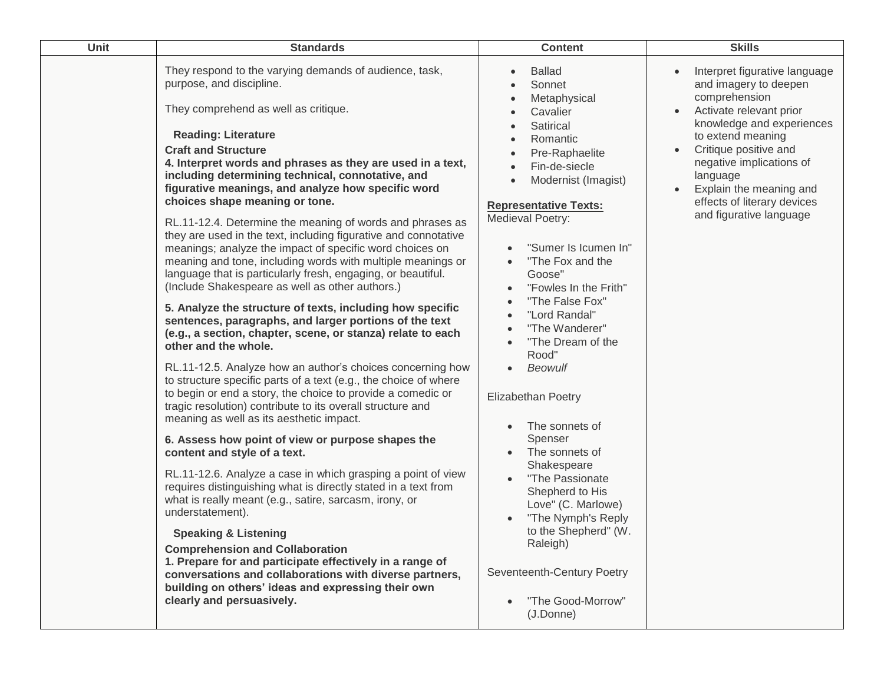| Unit | Standards | Content | Skills |
|---|---|---|---|
| | They respond to the varying demands of audience, task, purpose, and discipline.<br><br>They comprehend as well as critique.<br><br>**Reading: Literature**<br>**Craft and Structure**<br>**4. Interpret words and phrases as they are used in a text, including determining technical, connotative, and figurative meanings, and analyze how specific word choices shape meaning or tone.**<br><br>RL.11-12.4. Determine the meaning of words and phrases as they are used in the text, including figurative and connotative meanings; analyze the impact of specific word choices on meaning and tone, including words with multiple meanings or language that is particularly fresh, engaging, or beautiful. (Include Shakespeare as well as other authors.)<br><br>**5. Analyze the structure of texts, including how specific sentences, paragraphs, and larger portions of the text (e.g., a section, chapter, scene, or stanza) relate to each other and the whole.**<br><br>RL.11-12.5. Analyze how an author's choices concerning how to structure specific parts of a text (e.g., the choice of where to begin or end a story, the choice to provide a comedic or tragic resolution) contribute to its overall structure and meaning as well as its aesthetic impact.<br><br>**6. Assess how point of view or purpose shapes the content and style of a text.**<br><br>RL.11-12.6. Analyze a case in which grasping a point of view requires distinguishing what is directly stated in a text from what is really meant (e.g., satire, sarcasm, irony, or understatement).<br><br>**Speaking & Listening**<br>**Comprehension and Collaboration**<br>**1. Prepare for and participate effectively in a range of conversations and collaborations with diverse partners, building on others' ideas and expressing their own clearly and persuasively.** | • Ballad<br>• Sonnet<br>• Metaphysical<br>• Cavalier<br>• Satirical<br>• Romantic<br>• Pre-Raphaelite<br>• Fin-de-siecle<br>• Modernist (Imagist)<br><br>**Representative Texts:**<br>Medieval Poetry:<br><br>• "Sumer Is Icumen In"<br>• "The Fox and the Goose"<br>• "Fowles In the Frith"<br>• "The False Fox"<br>• "Lord Randal"<br>• "The Wanderer"<br>• "The Dream of the Rood"<br>• *Beowulf*<br><br>Elizabethan Poetry<br><br>• The sonnets of Spenser<br>• The sonnets of Shakespeare<br>• "The Passionate Shepherd to His Love" (C. Marlowe)<br>• "The Nymph's Reply to the Shepherd" (W. Raleigh)<br><br>Seventeenth-Century Poetry<br><br>• "The Good-Morrow" (J.Donne) | • Interpret figurative language and imagery to deepen comprehension<br>• Activate relevant prior knowledge and experiences to extend meaning<br>• Critique positive and negative implications of language<br>• Explain the meaning and effects of literary devices and figurative language |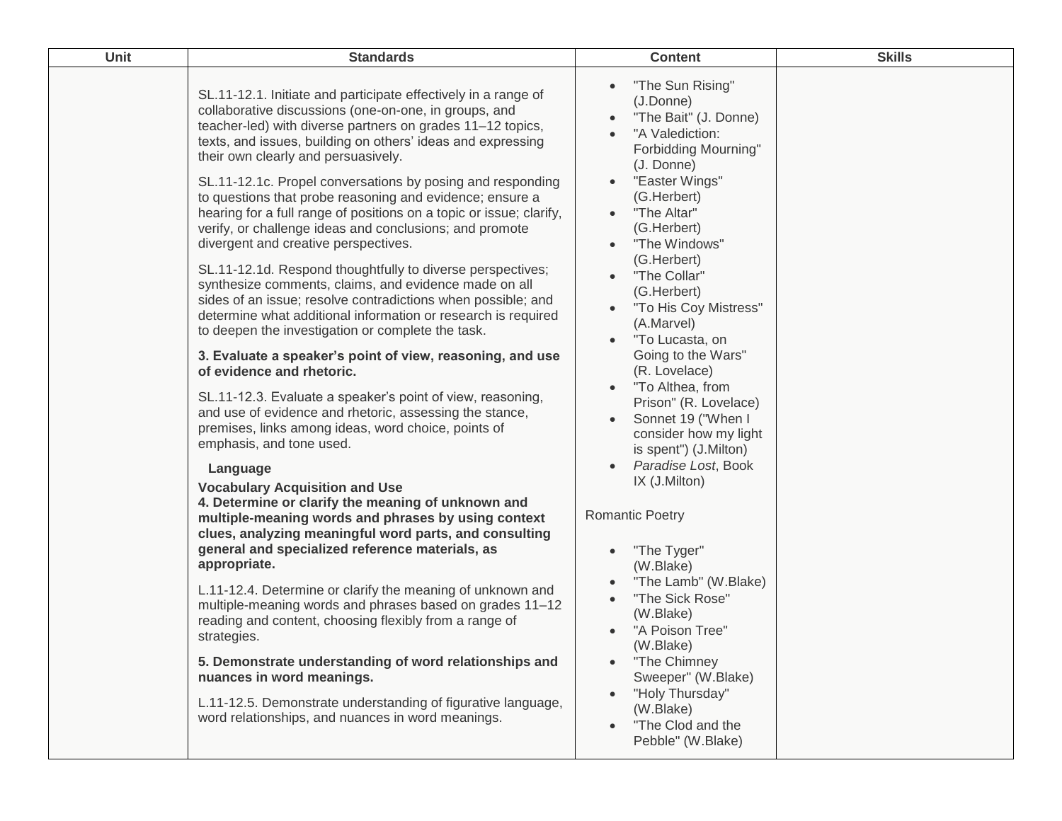| Unit | Standards | Content | Skills |
|---|---|---|---|
| | SL.11-12.1. Initiate and participate effectively in a range of collaborative discussions (one-on-one, in groups, and teacher-led) with diverse partners on grades 11–12 topics, texts, and issues, building on others' ideas and expressing their own clearly and persuasively.<br><br>SL.11-12.1c. Propel conversations by posing and responding to questions that probe reasoning and evidence; ensure a hearing for a full range of positions on a topic or issue; clarify, verify, or challenge ideas and conclusions; and promote divergent and creative perspectives.<br><br>SL.11-12.1d. Respond thoughtfully to diverse perspectives; synthesize comments, claims, and evidence made on all sides of an issue; resolve contradictions when possible; and determine what additional information or research is required to deepen the investigation or complete the task.<br><br>**3. Evaluate a speaker's point of view, reasoning, and use of evidence and rhetoric.**<br><br>SL.11-12.3. Evaluate a speaker's point of view, reasoning, and use of evidence and rhetoric, assessing the stance, premises, links among ideas, word choice, points of emphasis, and tone used.<br><br>**Language**<br><br>**Vocabulary Acquisition and Use**<br>**4. Determine or clarify the meaning of unknown and multiple-meaning words and phrases by using context clues, analyzing meaningful word parts, and consulting general and specialized reference materials, as appropriate.**<br><br>L.11-12.4. Determine or clarify the meaning of unknown and multiple-meaning words and phrases based on grades 11–12 reading and content, choosing flexibly from a range of strategies.<br><br>**5. Demonstrate understanding of word relationships and nuances in word meanings.**<br><br>L.11-12.5. Demonstrate understanding of figurative language, word relationships, and nuances in word meanings. | • "The Sun Rising" (J.Donne)<br>• "The Bait" (J. Donne)<br>• "A Valediction: Forbidding Mourning" (J. Donne)<br>• "Easter Wings" (G.Herbert)<br>• "The Altar" (G.Herbert)<br>• "The Windows" (G.Herbert)<br>• "The Collar" (G.Herbert)<br>• "To His Coy Mistress" (A.Marvel)<br>• "To Lucasta, on Going to the Wars" (R. Lovelace)<br>• "To Althea, from Prison" (R. Lovelace)<br>• Sonnet 19 ("When I consider how my light is spent") (J.Milton)<br>• *Paradise Lost*, Book IX (J.Milton)<br><br>Romantic Poetry<br><br>• "The Tyger" (W.Blake)<br>• "The Lamb" (W.Blake)<br>• "The Sick Rose" (W.Blake)<br>• "A Poison Tree" (W.Blake)<br>• "The Chimney Sweeper" (W.Blake)<br>• "Holy Thursday" (W.Blake)<br>• "The Clod and the Pebble" (W.Blake) | |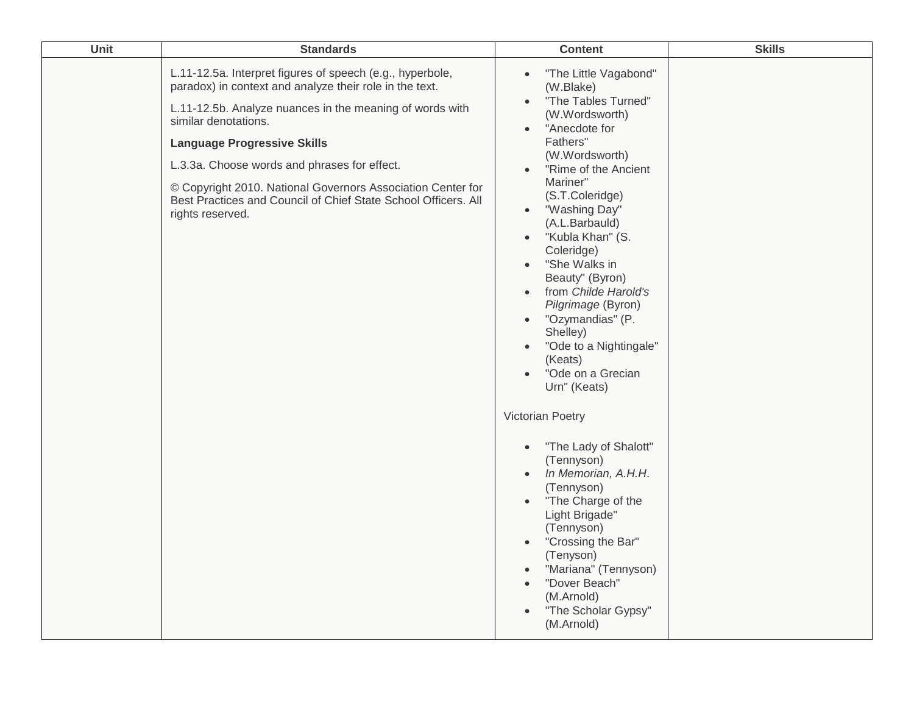| Unit | Standards | Content | Skills |
|---|---|---|---|
| | L.11-12.5a. Interpret figures of speech (e.g., hyperbole, paradox) in context and analyze their role in the text.<br><br>L.11-12.5b. Analyze nuances in the meaning of words with similar denotations.<br><br>**Language Progressive Skills**<br><br>L.3.3a. Choose words and phrases for effect.<br><br>© Copyright 2010. National Governors Association Center for Best Practices and Council of Chief State School Officers. All rights reserved. | • "The Little Vagabond" (W.Blake)<br>• "The Tables Turned" (W.Wordsworth)<br>• "Anecdote for Fathers" (W.Wordsworth)<br>• "Rime of the Ancient Mariner" (S.T.Coleridge)<br>• "Washing Day" (A.L.Barbauld)<br>• "Kubla Khan" (S. Coleridge)<br>• "She Walks in Beauty" (Byron)<br>• from *Childe Harold's Pilgrimage* (Byron)<br>• "Ozymandias" (P. Shelley)<br>• "Ode to a Nightingale" (Keats)<br>• "Ode on a Grecian Urn" (Keats)<br><br>Victorian Poetry<br><br>• "The Lady of Shalott" (Tennyson)<br>• *In Memorian, A.H.H*. (Tennyson)<br>• "The Charge of the Light Brigade" (Tennyson)<br>• "Crossing the Bar" (Tenyson)<br>• "Mariana" (Tennyson)<br>• "Dover Beach" (M.Arnold)<br>• "The Scholar Gypsy" (M.Arnold) | |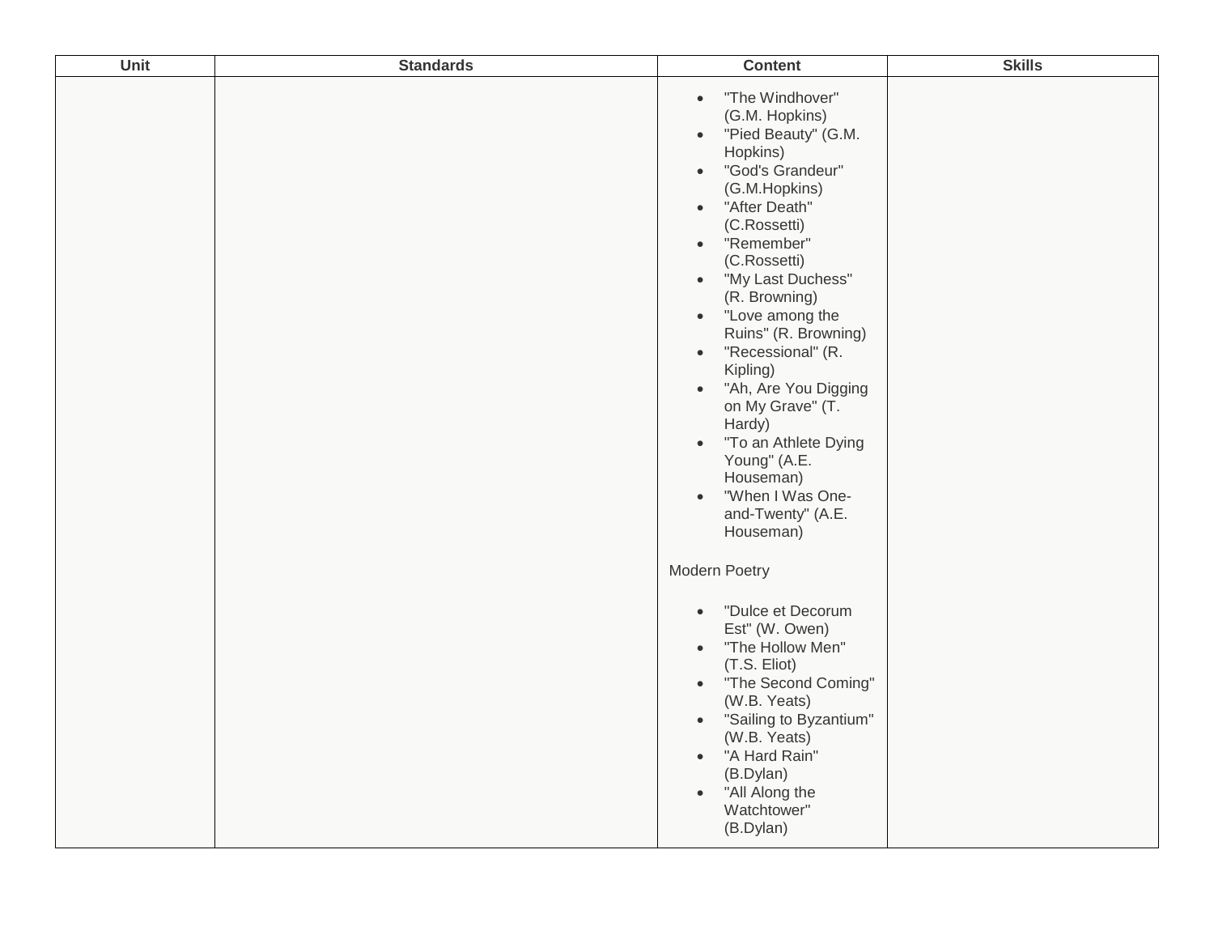| Unit | Standards | Content | Skills |
| --- | --- | --- | --- |
| | | • "The Windhover" (G.M. Hopkins)<br>• "Pied Beauty" (G.M. Hopkins)<br>• "God's Grandeur" (G.M.Hopkins)<br>• "After Death" (C.Rossetti)<br>• "Remember" (C.Rossetti)<br>• "My Last Duchess" (R. Browning)<br>• "Love among the Ruins" (R. Browning)<br>• "Recessional" (R. Kipling)<br>• "Ah, Are You Digging on My Grave" (T. Hardy)<br>• "To an Athlete Dying Young" (A.E. Houseman)<br>• "When I Was One-and-Twenty" (A.E. Houseman)<br><br>Modern Poetry<br><br>• "Dulce et Decorum Est" (W. Owen)<br>• "The Hollow Men" (T.S. Eliot)<br>• "The Second Coming" (W.B. Yeats)<br>• "Sailing to Byzantium" (W.B. Yeats)<br>• "A Hard Rain" (B.Dylan)<br>• "All Along the Watchtower" (B.Dylan) | |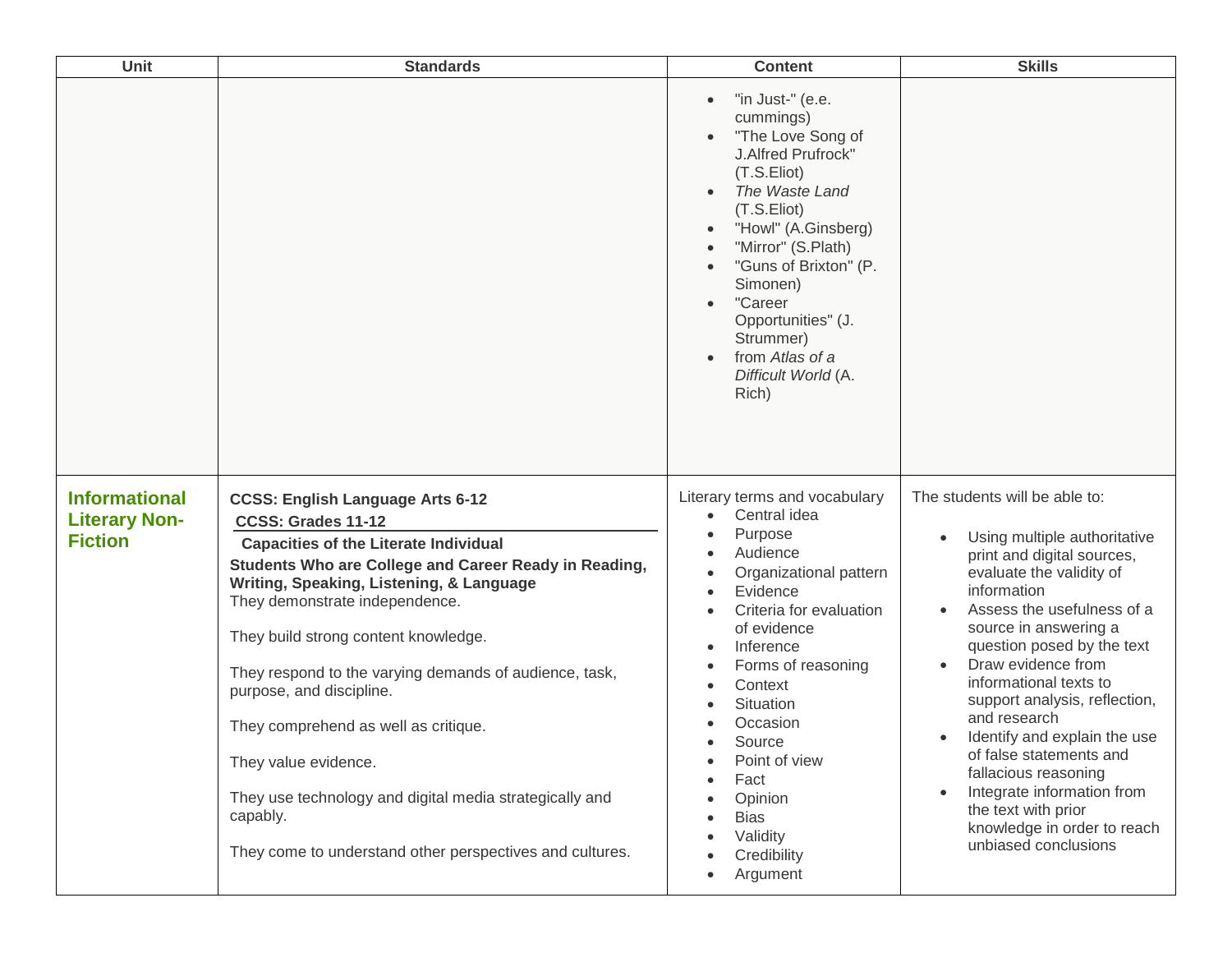| Unit | Standards | Content | Skills |
| --- | --- | --- | --- |
| | | <ul><li>"in Just-" (e.e. cummings)</li><li>"The Love Song of J.Alfred Prufrock" (T.S.Eliot)</li><li>*The Waste Land* (T.S.Eliot)</li><li>"Howl" (A.Ginsberg)</li><li>"Mirror" (S.Plath)</li><li>"Guns of Brixton" (P. Simonen)</li><li>"Career Opportunities" (J. Strummer)</li><li>from *Atlas of a Difficult World* (A. Rich)</li></ul> | |
| **Informational Literary Non-Fiction** | **CCSS: English Language Arts 6-12**<br>**CCSS: Grades 11-12**<br>**Capacities of the Literate Individual**<br>**Students Who are College and Career Ready in Reading, Writing, Speaking, Listening, & Language**<br>They demonstrate independence.<br><br>They build strong content knowledge.<br><br>They respond to the varying demands of audience, task, purpose, and discipline.<br><br>They comprehend as well as critique.<br><br>They value evidence.<br><br>They use technology and digital media strategically and capably.<br><br>They come to understand other perspectives and cultures. | Literary terms and vocabulary<ul><li>Central idea</li><li>Purpose</li><li>Audience</li><li>Organizational pattern</li><li>Evidence</li><li>Criteria for evaluation of evidence</li><li>Inference</li><li>Forms of reasoning</li><li>Context</li><li>Situation</li><li>Occasion</li><li>Source</li><li>Point of view</li><li>Fact</li><li>Opinion</li><li>Bias</li><li>Validity</li><li>Credibility</li><li>Argument</li></ul> | The students will be able to:<ul><li>Using multiple authoritative print and digital sources, evaluate the validity of information</li><li>Assess the usefulness of a source in answering a question posed by the text</li><li>Draw evidence from informational texts to support analysis, reflection, and research</li><li>Identify and explain the use of false statements and fallacious reasoning</li><li>Integrate information from the text with prior knowledge in order to reach unbiased conclusions</li></ul> |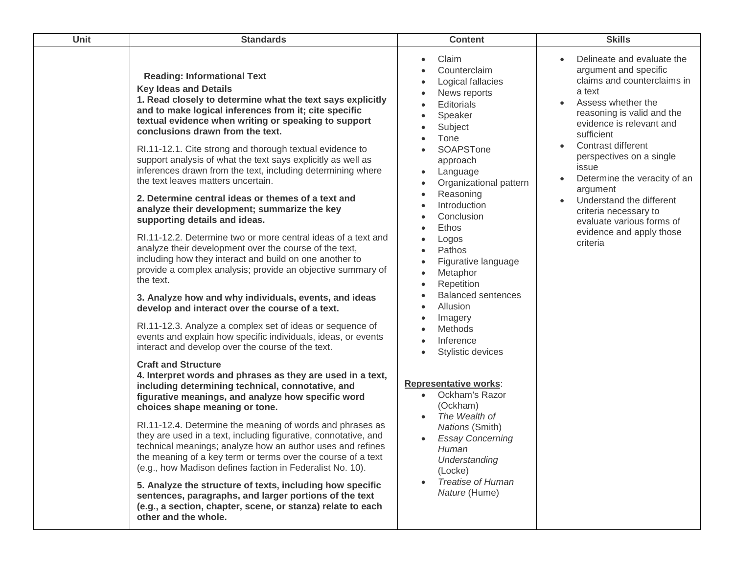| Unit | Standards | Content | Skills |
|---|---|---|---|
| | **Reading: Informational Text**<br>**Key Ideas and Details**<br>**1. Read closely to determine what the text says explicitly and to make logical inferences from it; cite specific textual evidence when writing or speaking to support conclusions drawn from the text.**<br><br>RI.11-12.1. Cite strong and thorough textual evidence to support analysis of what the text says explicitly as well as inferences drawn from the text, including determining where the text leaves matters uncertain.<br><br>**2. Determine central ideas or themes of a text and analyze their development; summarize the key supporting details and ideas.**<br><br>RI.11-12.2. Determine two or more central ideas of a text and analyze their development over the course of the text, including how they interact and build on one another to provide a complex analysis; provide an objective summary of the text.<br><br>**3. Analyze how and why individuals, events, and ideas develop and interact over the course of a text.**<br><br>RI.11-12.3. Analyze a complex set of ideas or sequence of events and explain how specific individuals, ideas, or events interact and develop over the course of the text.<br><br>**Craft and Structure**<br>**4. Interpret words and phrases as they are used in a text, including determining technical, connotative, and figurative meanings, and analyze how specific word choices shape meaning or tone.**<br><br>RI.11-12.4. Determine the meaning of words and phrases as they are used in a text, including figurative, connotative, and technical meanings; analyze how an author uses and refines the meaning of a key term or terms over the course of a text (e.g., how Madison defines faction in Federalist No. 10).<br><br>**5. Analyze the structure of texts, including how specific sentences, paragraphs, and larger portions of the text (e.g., a section, chapter, scene, or stanza) relate to each other and the whole.** | • Claim<br>• Counterclaim<br>• Logical fallacies<br>• News reports<br>• Editorials<br>• Speaker<br>• Subject<br>• Tone<br>• SOAPSTone approach<br>• Language<br>• Organizational pattern<br>• Reasoning<br>• Introduction<br>• Conclusion<br>• Ethos<br>• Logos<br>• Pathos<br>• Figurative language<br>• Metaphor<br>• Repetition<br>• Balanced sentences<br>• Allusion<br>• Imagery<br>• Methods<br>• Inference<br>• Stylistic devices<br><br>**Representative works**:<br>• Ockham's Razor (Ockham)<br>• *The Wealth of Nations* (Smith)<br>• *Essay Concerning Human Understanding* (Locke)<br>• *Treatise of Human Nature* (Hume) | • Delineate and evaluate the argument and specific claims and counterclaims in a text<br>• Assess whether the reasoning is valid and the evidence is relevant and sufficient<br>• Contrast different perspectives on a single issue<br>• Determine the veracity of an argument<br>• Understand the different criteria necessary to evaluate various forms of evidence and apply those criteria |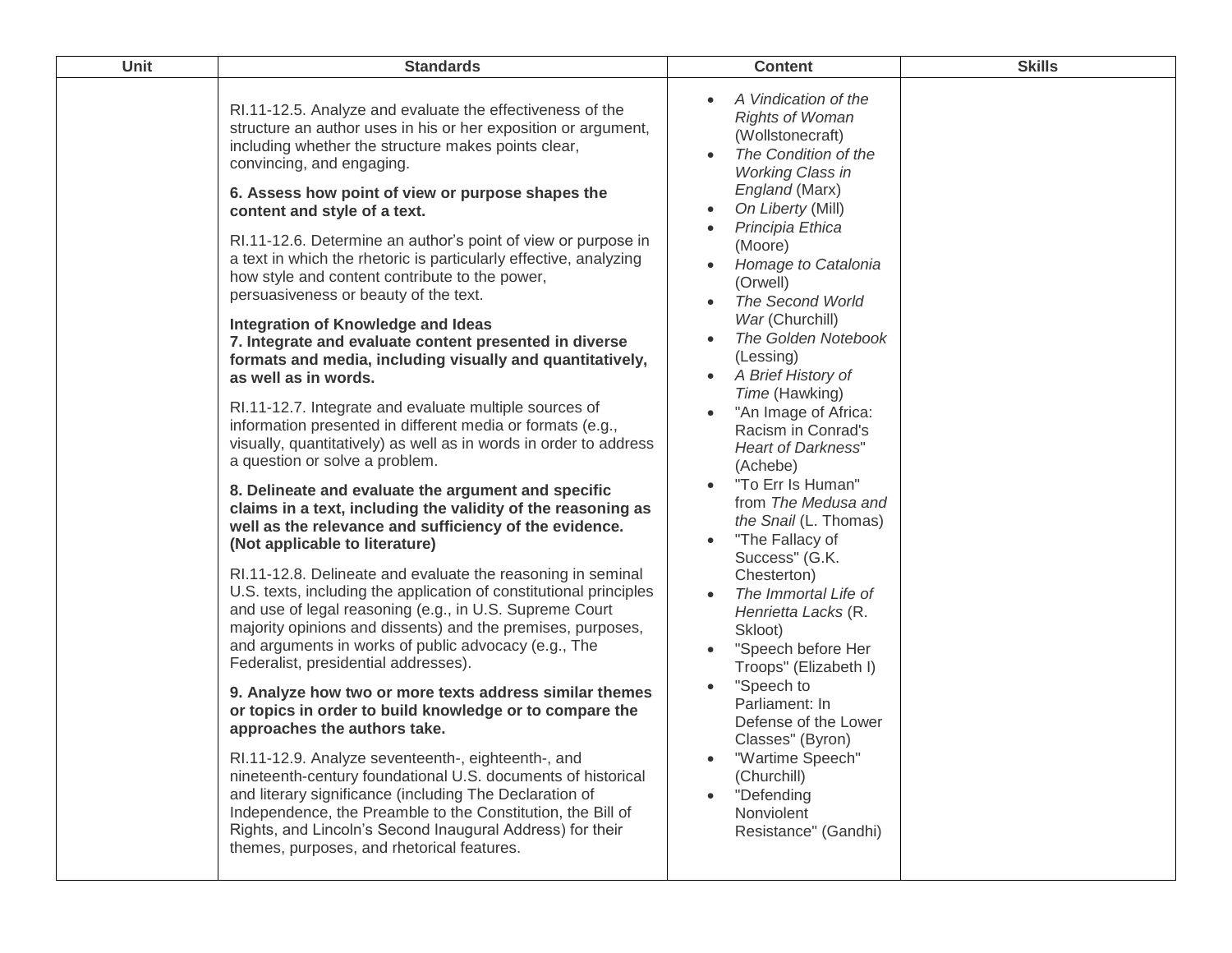| Unit | Standards | Content | Skills |
|---|---|---|---|
| | RI.11-12.5. Analyze and evaluate the effectiveness of the structure an author uses in his or her exposition or argument, including whether the structure makes points clear, convincing, and engaging.<br><br>**6. Assess how point of view or purpose shapes the content and style of a text.**<br><br>RI.11-12.6. Determine an author's point of view or purpose in a text in which the rhetoric is particularly effective, analyzing how style and content contribute to the power, persuasiveness or beauty of the text.<br><br>**Integration of Knowledge and Ideas**<br>**7. Integrate and evaluate content presented in diverse formats and media, including visually and quantitatively, as well as in words.**<br><br>RI.11-12.7. Integrate and evaluate multiple sources of information presented in different media or formats (e.g., visually, quantitatively) as well as in words in order to address a question or solve a problem.<br><br>**8. Delineate and evaluate the argument and specific claims in a text, including the validity of the reasoning as well as the relevance and sufficiency of the evidence. (Not applicable to literature)**<br><br>RI.11-12.8. Delineate and evaluate the reasoning in seminal U.S. texts, including the application of constitutional principles and use of legal reasoning (e.g., in U.S. Supreme Court majority opinions and dissents) and the premises, purposes, and arguments in works of public advocacy (e.g., The Federalist, presidential addresses).<br><br>**9. Analyze how two or more texts address similar themes or topics in order to build knowledge or to compare the approaches the authors take.**<br><br>RI.11-12.9. Analyze seventeenth-, eighteenth-, and nineteenth-century foundational U.S. documents of historical and literary significance (including The Declaration of Independence, the Preamble to the Constitution, the Bill of Rights, and Lincoln's Second Inaugural Address) for their themes, purposes, and rhetorical features. | • *A Vindication of the Rights of Woman* (Wollstonecraft)<br>• *The Condition of the Working Class in England* (Marx)<br>• *On Liberty* (Mill)<br>• *Principia Ethica* (Moore)<br>• *Homage to Catalonia* (Orwell)<br>• *The Second World War* (Churchill)<br>• *The Golden Notebook* (Lessing)<br>• *A Brief History of Time* (Hawking)<br>• "An Image of Africa: Racism in Conrad's *Heart of Darkness*" (Achebe)<br>• "To Err Is Human" from *The Medusa and the Snail* (L. Thomas)<br>• "The Fallacy of Success" (G.K. Chesterton)<br>• *The Immortal Life of Henrietta Lacks* (R. Skloot)<br>• "Speech before Her Troops" (Elizabeth I)<br>• "Speech to Parliament: In Defense of the Lower Classes" (Byron)<br>• "Wartime Speech" (Churchill)<br>• "Defending Nonviolent Resistance" (Gandhi) | |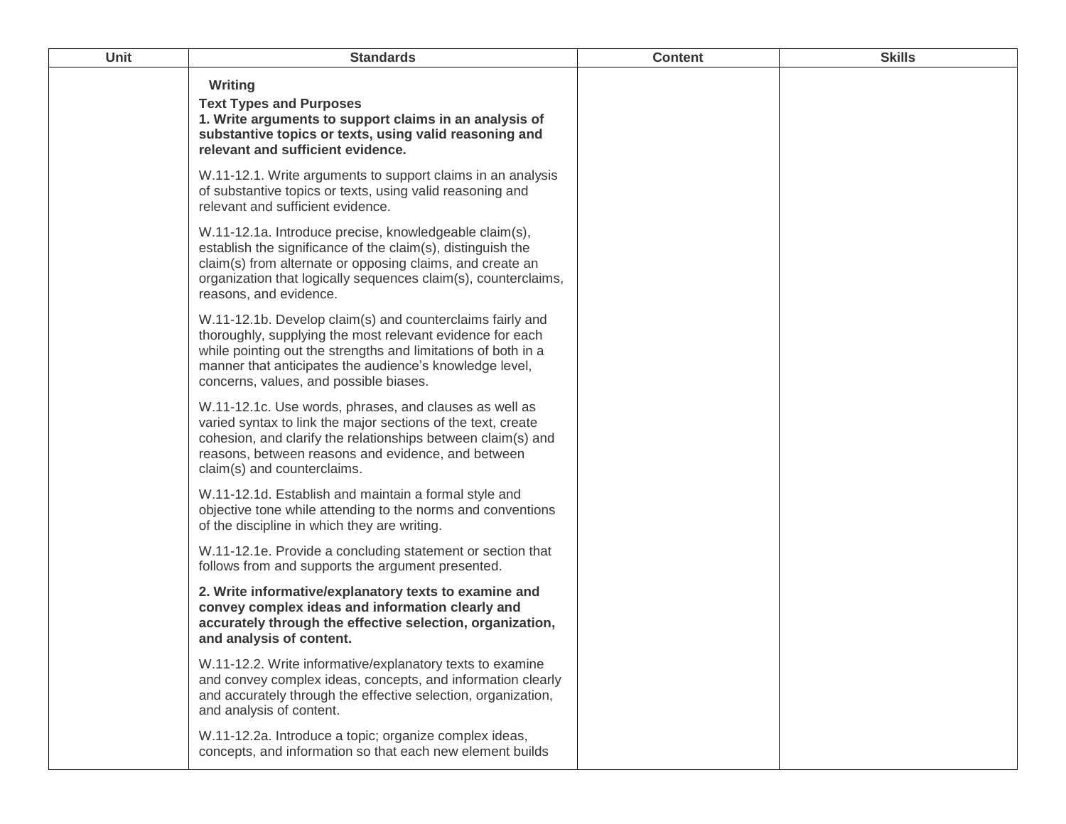| Unit | Standards | Content | Skills |
|---|---|---|---|
| | **Writing**<br>**Text Types and Purposes**<br>**1. Write arguments to support claims in an analysis of substantive topics or texts, using valid reasoning and relevant and sufficient evidence.**<br><br>W.11-12.1. Write arguments to support claims in an analysis of substantive topics or texts, using valid reasoning and relevant and sufficient evidence.<br><br>W.11-12.1a. Introduce precise, knowledgeable claim(s), establish the significance of the claim(s), distinguish the claim(s) from alternate or opposing claims, and create an organization that logically sequences claim(s), counterclaims, reasons, and evidence.<br><br>W.11-12.1b. Develop claim(s) and counterclaims fairly and thoroughly, supplying the most relevant evidence for each while pointing out the strengths and limitations of both in a manner that anticipates the audience's knowledge level, concerns, values, and possible biases.<br><br>W.11-12.1c. Use words, phrases, and clauses as well as varied syntax to link the major sections of the text, create cohesion, and clarify the relationships between claim(s) and reasons, between reasons and evidence, and between claim(s) and counterclaims.<br><br>W.11-12.1d. Establish and maintain a formal style and objective tone while attending to the norms and conventions of the discipline in which they are writing.<br><br>W.11-12.1e. Provide a concluding statement or section that follows from and supports the argument presented.<br><br>**2. Write informative/explanatory texts to examine and convey complex ideas and information clearly and accurately through the effective selection, organization, and analysis of content.**<br><br>W.11-12.2. Write informative/explanatory texts to examine and convey complex ideas, concepts, and information clearly and accurately through the effective selection, organization, and analysis of content.<br><br>W.11-12.2a. Introduce a topic; organize complex ideas, concepts, and information so that each new element builds | | |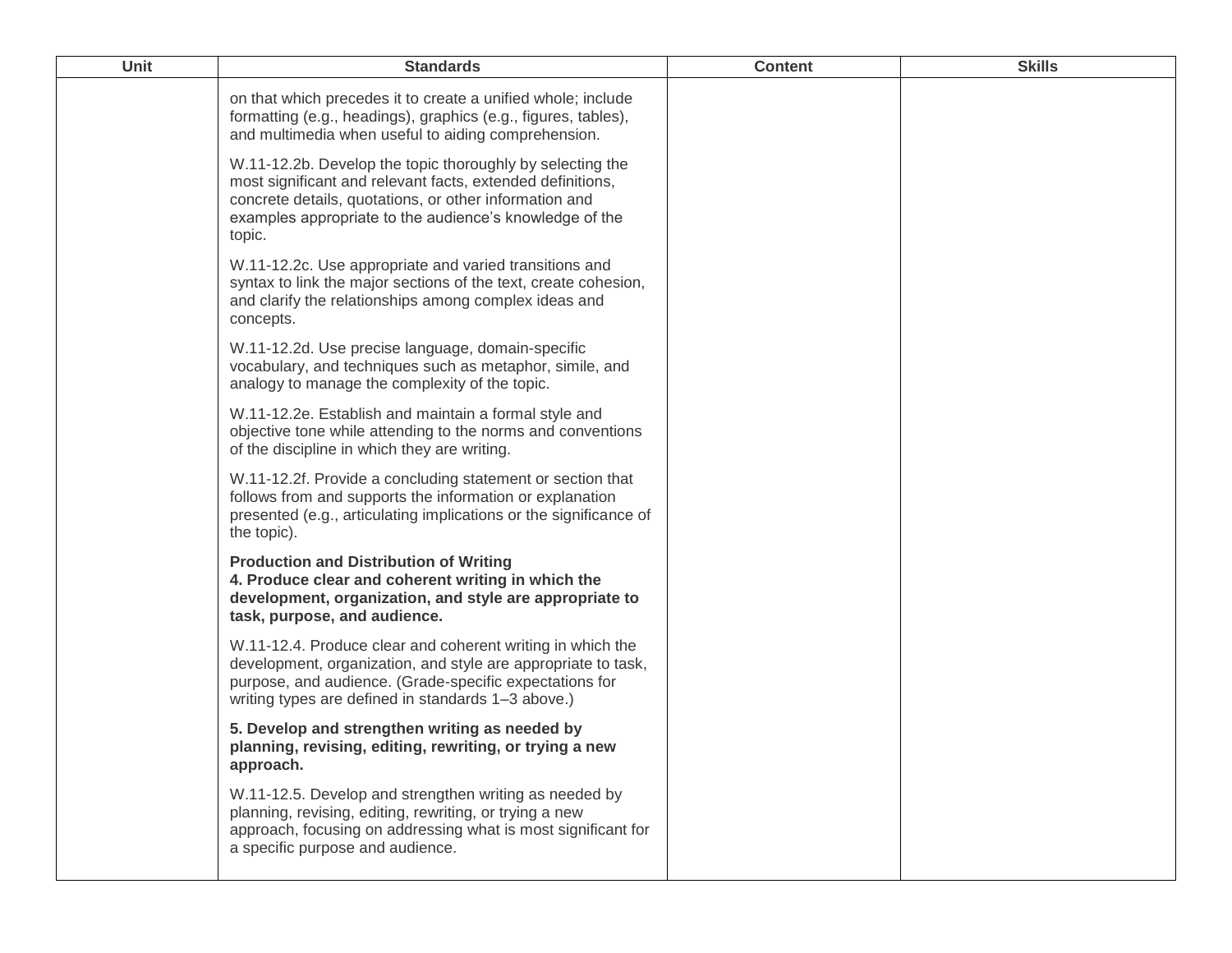| Unit | Standards | Content | Skills |
|---|---|---|---|
| | on that which precedes it to create a unified whole; include formatting (e.g., headings), graphics (e.g., figures, tables), and multimedia when useful to aiding comprehension.<br><br>W.11-12.2b. Develop the topic thoroughly by selecting the most significant and relevant facts, extended definitions, concrete details, quotations, or other information and examples appropriate to the audience's knowledge of the topic.<br><br>W.11-12.2c. Use appropriate and varied transitions and syntax to link the major sections of the text, create cohesion, and clarify the relationships among complex ideas and concepts.<br><br>W.11-12.2d. Use precise language, domain-specific vocabulary, and techniques such as metaphor, simile, and analogy to manage the complexity of the topic.<br><br>W.11-12.2e. Establish and maintain a formal style and objective tone while attending to the norms and conventions of the discipline in which they are writing.<br><br>W.11-12.2f. Provide a concluding statement or section that follows from and supports the information or explanation presented (e.g., articulating implications or the significance of the topic).<br><br>**Production and Distribution of Writing**<br>**4. Produce clear and coherent writing in which the development, organization, and style are appropriate to task, purpose, and audience.**<br><br>W.11-12.4. Produce clear and coherent writing in which the development, organization, and style are appropriate to task, purpose, and audience. (Grade-specific expectations for writing types are defined in standards 1–3 above.)<br><br>**5. Develop and strengthen writing as needed by planning, revising, editing, rewriting, or trying a new approach.**<br><br>W.11-12.5. Develop and strengthen writing as needed by planning, revising, editing, rewriting, or trying a new approach, focusing on addressing what is most significant for a specific purpose and audience. | | |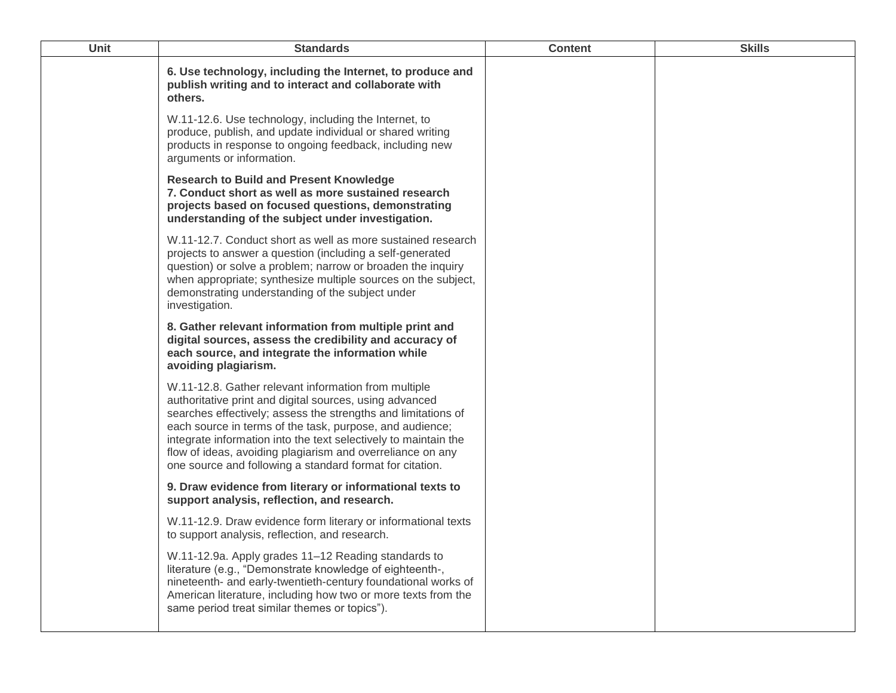| Unit | Standards | Content | Skills |
| --- | --- | --- | --- |
| | **6. Use technology, including the Internet, to produce and publish writing and to interact and collaborate with others.**<br><br>W.11-12.6. Use technology, including the Internet, to produce, publish, and update individual or shared writing products in response to ongoing feedback, including new arguments or information.<br><br>**Research to Build and Present Knowledge**<br>**7. Conduct short as well as more sustained research projects based on focused questions, demonstrating understanding of the subject under investigation.**<br><br>W.11-12.7. Conduct short as well as more sustained research projects to answer a question (including a self-generated question) or solve a problem; narrow or broaden the inquiry when appropriate; synthesize multiple sources on the subject, demonstrating understanding of the subject under investigation.<br><br>**8. Gather relevant information from multiple print and digital sources, assess the credibility and accuracy of each source, and integrate the information while avoiding plagiarism.**<br><br>W.11-12.8. Gather relevant information from multiple authoritative print and digital sources, using advanced searches effectively; assess the strengths and limitations of each source in terms of the task, purpose, and audience; integrate information into the text selectively to maintain the flow of ideas, avoiding plagiarism and overreliance on any one source and following a standard format for citation.<br><br>**9. Draw evidence from literary or informational texts to support analysis, reflection, and research.**<br><br>W.11-12.9. Draw evidence form literary or informational texts to support analysis, reflection, and research.<br><br>W.11-12.9a. Apply grades 11–12 Reading standards to literature (e.g., “Demonstrate knowledge of eighteenth-, nineteenth- and early-twentieth-century foundational works of American literature, including how two or more texts from the same period treat similar themes or topics”). | | |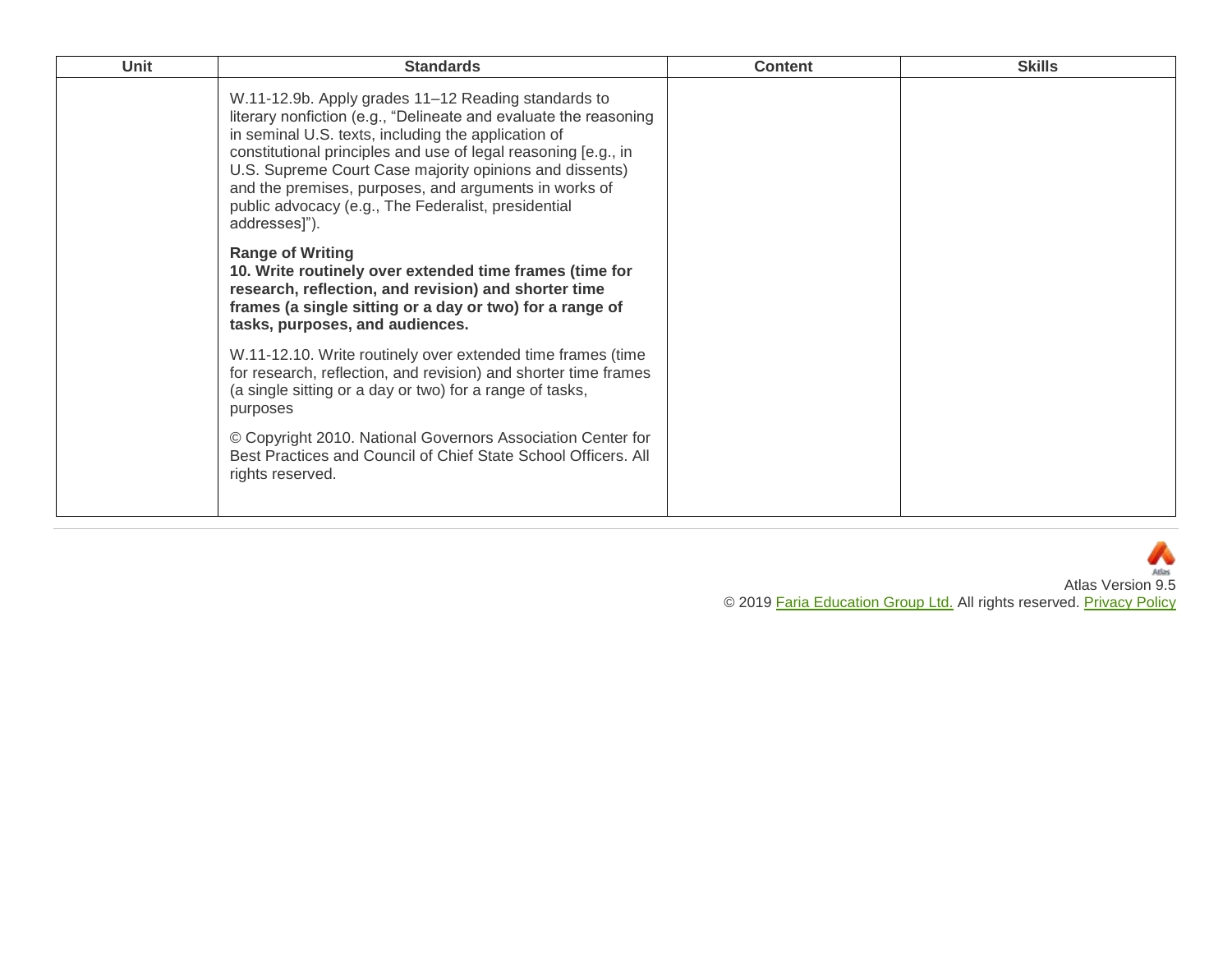| Unit | Standards | Content | Skills |
|---|---|---|---|
| | W.11-12.9b. Apply grades 11–12 Reading standards to literary nonfiction (e.g., “Delineate and evaluate the reasoning in seminal U.S. texts, including the application of constitutional principles and use of legal reasoning [e.g., in U.S. Supreme Court Case majority opinions and dissents) and the premises, purposes, and arguments in works of public advocacy (e.g., The Federalist, presidential addresses]”).<br><br>**Range of Writing**<br>**10. Write routinely over extended time frames (time for research, reflection, and revision) and shorter time frames (a single sitting or a day or two) for a range of tasks, purposes, and audiences.**<br><br>W.11-12.10. Write routinely over extended time frames (time for research, reflection, and revision) and shorter time frames (a single sitting or a day or two) for a range of tasks, purposes<br><br>© Copyright 2010. National Governors Association Center for Best Practices and Council of Chief State School Officers. All rights reserved. | | |

Atlas Version 9.5
© 2019 Faria Education Group Ltd. All rights reserved. Privacy Policy